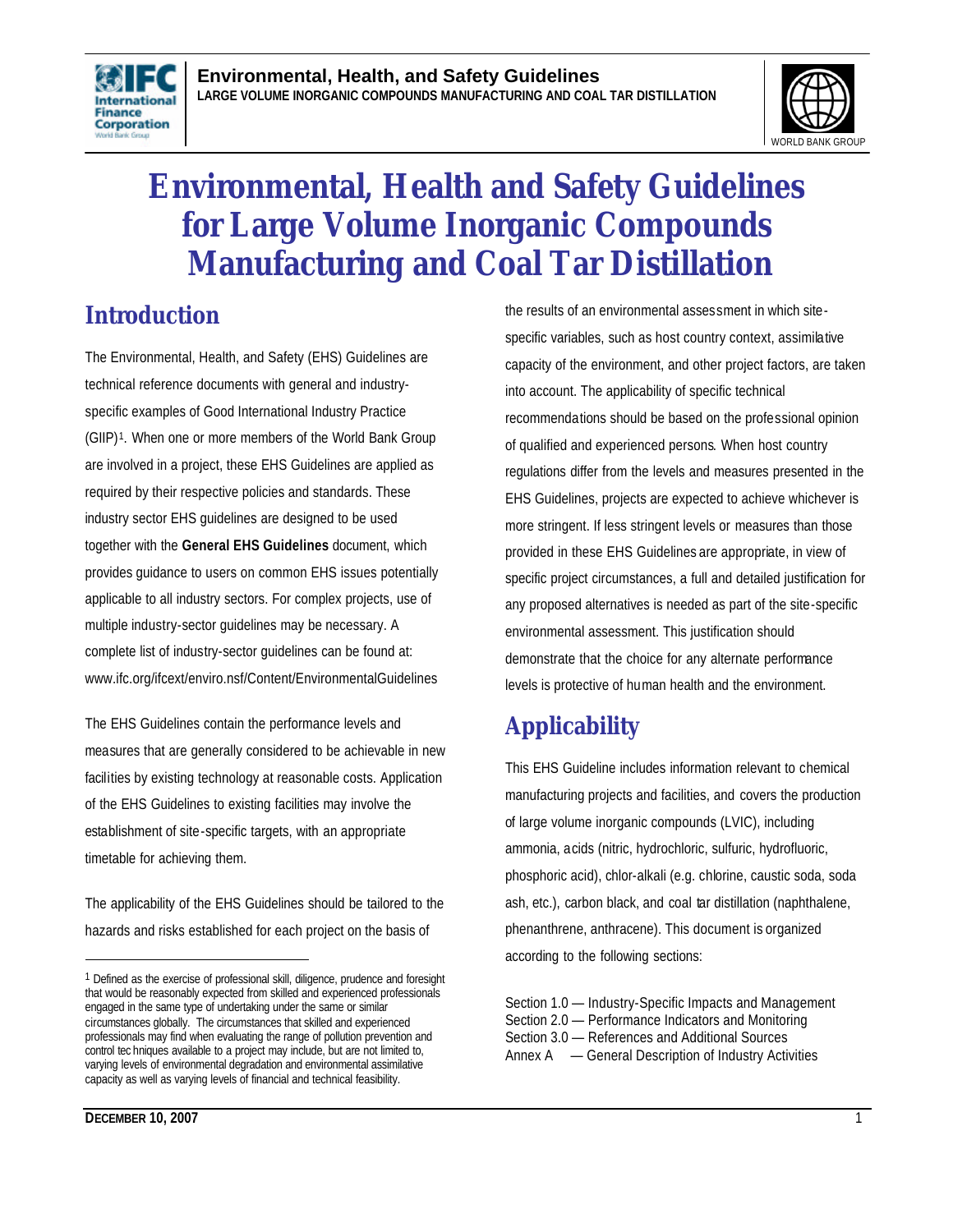# Environmental, Health and Safety Guidelines for Large Volume Inorganic Compounds Manufacturing and Coal Tar Distillation

## Introduction

The Environmental, Health, and Safety (EHS) Guidelines are technical reference documents with general and industry-specific examples of Good International Industry Practice (GIIP)[1]. When one or more members of the World Bank Group are involved in a project, these EHS Guidelines are applied as required by their respective policies and standards. These industry sector EHS guidelines are designed to be used together with the **General EHS Guidelines** document, which provides guidance to users on common EHS issues potentially applicable to all industry sectors. For complex projects, use of multiple industry-sector guidelines may be necessary. A complete list of industry-sector guidelines can be found at: www.ifc.org/ifcext/enviro.nsf/Content/EnvironmentalGuidelines

The EHS Guidelines contain the performance levels and measures that are generally considered to be achievable in new facilities by existing technology at reasonable costs. Application of the EHS Guidelines to existing facilities may involve the establishment of site-specific targets, with an appropriate timetable for achieving them.

The applicability of the EHS Guidelines should be tailored to the hazards and risks established for each project on the basis of the results of an environmental assessment in which site-specific variables, such as host country context, assimilative capacity of the environment, and other project factors, are taken into account. The applicability of specific technical recommendations should be based on the professional opinion of qualified and experienced persons. When host country regulations differ from the levels and measures presented in the EHS Guidelines, projects are expected to achieve whichever is more stringent. If less stringent levels or measures than those provided in these EHS Guidelines are appropriate, in view of specific project circumstances, a full and detailed justification for any proposed alternatives is needed as part of the site-specific environmental assessment. This justification should demonstrate that the choice for any alternate performance levels is protective of human health and the environment.

## Applicability

This EHS Guideline includes information relevant to chemical manufacturing projects and facilities, and covers the production of large volume inorganic compounds (LVIC), including ammonia, acids (nitric, hydrochloric, sulfuric, hydrofluoric, phosphoric acid), chlor-alkali (e.g. chlorine, caustic soda, soda ash, etc.), carbon black, and coal tar distillation (naphthalene, phenanthrene, anthracene). This document is organized according to the following sections:

Section 1.0 — Industry-Specific Impacts and Management
Section 2.0 — Performance Indicators and Monitoring
Section 3.0 — References and Additional Sources
Annex A — General Description of Industry Activities

---

[1] Defined as the exercise of professional skill, diligence, prudence and foresight that would be reasonably expected from skilled and experienced professionals engaged in the same type of undertaking under the same or similar circumstances globally. The circumstances that skilled and experienced professionals may find when evaluating the range of pollution prevention and control techniques available to a project may include, but are not limited to, varying levels of environmental degradation and environmental assimilative capacity as well as varying levels of financial and technical feasibility.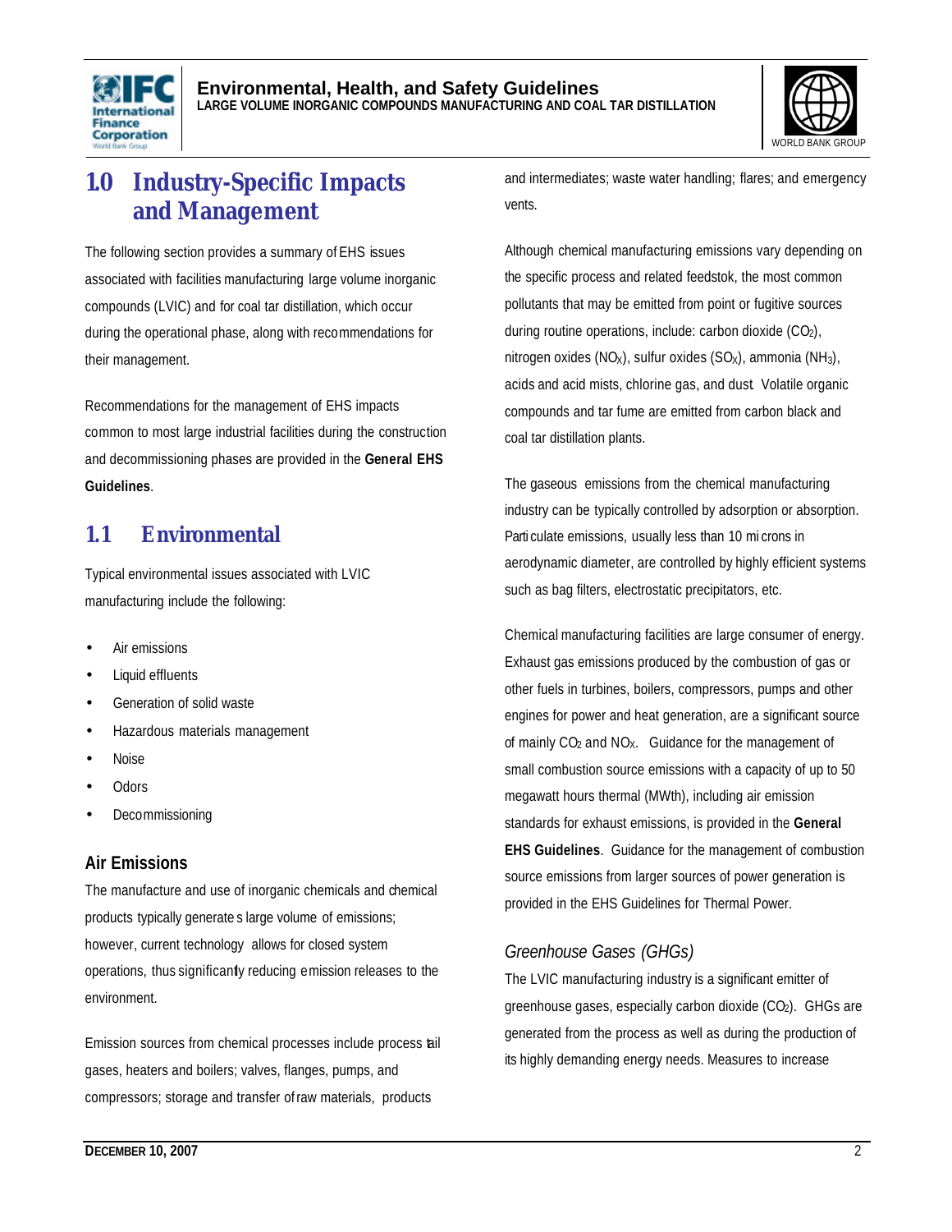# 1.0 Industry-Specific Impacts and Management

The following section provides a summary of EHS issues associated with facilities manufacturing large volume inorganic compounds (LVIC) and for coal tar distillation, which occur during the operational phase, along with recommendations for their management.

Recommendations for the management of EHS impacts common to most large industrial facilities during the construction and decommissioning phases are provided in the **General EHS Guidelines**.

## 1.1 Environmental

Typical environmental issues associated with LVIC manufacturing include the following:

- Air emissions
- Liquid effluents
- Generation of solid waste
- Hazardous materials management
- Noise
- Odors
- Decommissioning

### Air Emissions

The manufacture and use of inorganic chemicals and chemical products typically generates large volume of emissions; however, current technology allows for closed system operations, thus significantly reducing emission releases to the environment.

Emission sources from chemical processes include process tail gases, heaters and boilers; valves, flanges, pumps, and compressors; storage and transfer of raw materials, products and intermediates; waste water handling; flares; and emergency vents.

Although chemical manufacturing emissions vary depending on the specific process and related feedstok, the most common pollutants that may be emitted from point or fugitive sources during routine operations, include: carbon dioxide ($CO_2$), nitrogen oxides ($NO_X$), sulfur oxides ($SO_X$), ammonia ($NH_3$), acids and acid mists, chlorine gas, and dust. Volatile organic compounds and tar fume are emitted from carbon black and coal tar distillation plants.

The gaseous emissions from the chemical manufacturing industry can be typically controlled by adsorption or absorption. Particulate emissions, usually less than 10 microns in aerodynamic diameter, are controlled by highly efficient systems such as bag filters, electrostatic precipitators, etc.

Chemical manufacturing facilities are large consumer of energy. Exhaust gas emissions produced by the combustion of gas or other fuels in turbines, boilers, compressors, pumps and other engines for power and heat generation, are a significant source of mainly $CO_2$ and $NO_X$. Guidance for the management of small combustion source emissions with a capacity of up to 50 megawatt hours thermal (MWth), including air emission standards for exhaust emissions, is provided in the **General EHS Guidelines**. Guidance for the management of combustion source emissions from larger sources of power generation is provided in the EHS Guidelines for Thermal Power.

#### *Greenhouse Gases (GHGs)*

The LVIC manufacturing industry is a significant emitter of greenhouse gases, especially carbon dioxide ($CO_2$). GHGs are generated from the process as well as during the production of its highly demanding energy needs. Measures to increase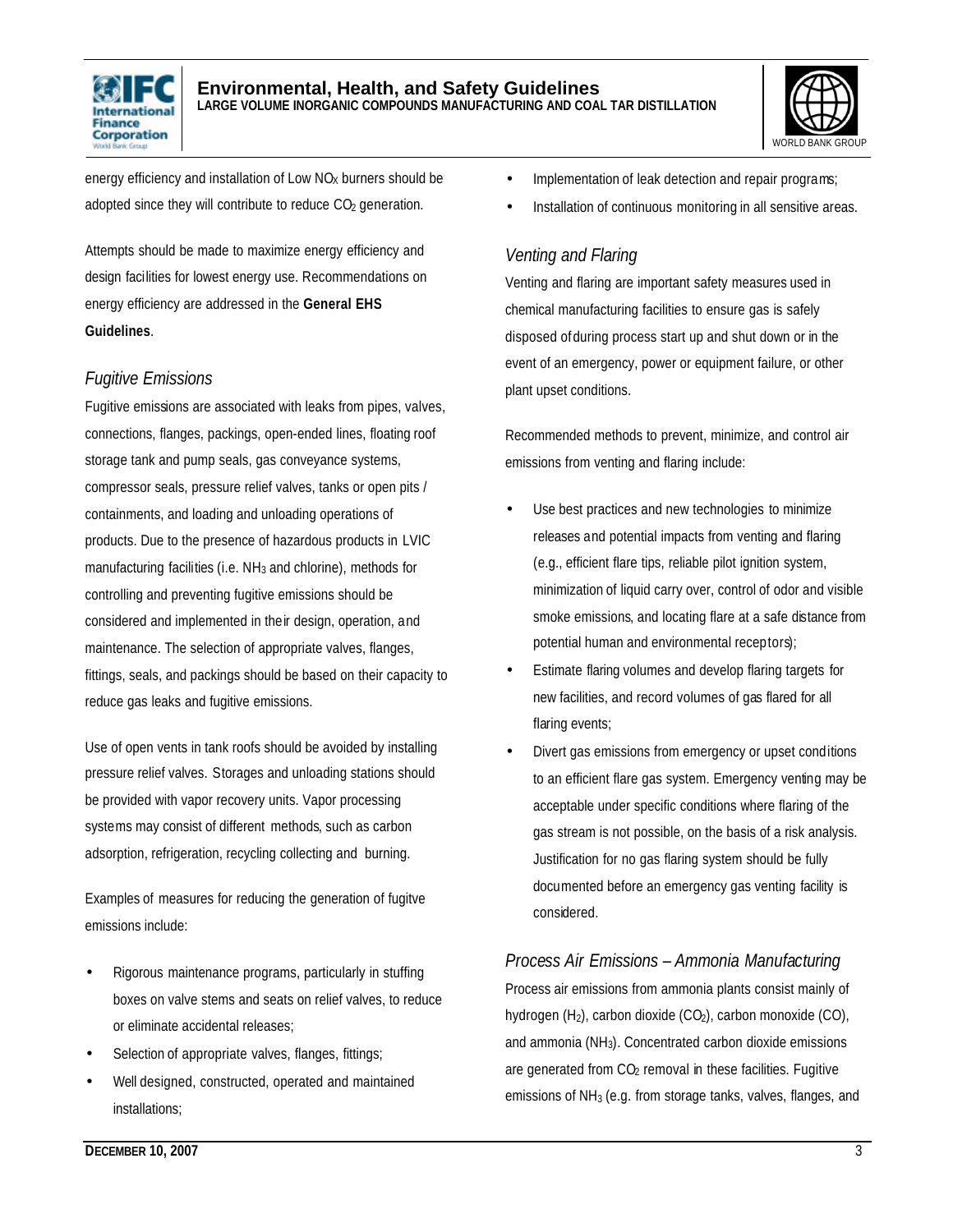energy efficiency and installation of Low $NO_X$ burners should be adopted since they will contribute to reduce $CO_2$ generation.

Attempts should be made to maximize energy efficiency and design facilities for lowest energy use. Recommendations on energy efficiency are addressed in the **General EHS Guidelines**.

### *Fugitive Emissions*

Fugitive emissions are associated with leaks from pipes, valves, connections, flanges, packings, open-ended lines, floating roof storage tank and pump seals, gas conveyance systems, compressor seals, pressure relief valves, tanks or open pits / containments, and loading and unloading operations of products. Due to the presence of hazardous products in LVIC manufacturing facilities (i.e. $NH_3$ and chlorine), methods for controlling and preventing fugitive emissions should be considered and implemented in their design, operation, and maintenance. The selection of appropriate valves, flanges, fittings, seals, and packings should be based on their capacity to reduce gas leaks and fugitive emissions.

Use of open vents in tank roofs should be avoided by installing pressure relief valves. Storages and unloading stations should be provided with vapor recovery units. Vapor processing systems may consist of different methods, such as carbon adsorption, refrigeration, recycling collecting and burning.

Examples of measures for reducing the generation of fugitve emissions include:

- Rigorous maintenance programs, particularly in stuffing boxes on valve stems and seats on relief valves, to reduce or eliminate accidental releases;
- Selection of appropriate valves, flanges, fittings;
- Well designed, constructed, operated and maintained installations;
- Implementation of leak detection and repair programs;
- Installation of continuous monitoring in all sensitive areas.

### *Venting and Flaring*

Venting and flaring are important safety measures used in chemical manufacturing facilities to ensure gas is safely disposed of during process start up and shut down or in the event of an emergency, power or equipment failure, or other plant upset conditions.

Recommended methods to prevent, minimize, and control air emissions from venting and flaring include:

- Use best practices and new technologies to minimize releases and potential impacts from venting and flaring (e.g., efficient flare tips, reliable pilot ignition system, minimization of liquid carry over, control of odor and visible smoke emissions, and locating flare at a safe distance from potential human and environmental receptors);
- Estimate flaring volumes and develop flaring targets for new facilities, and record volumes of gas flared for all flaring events;
- Divert gas emissions from emergency or upset conditions to an efficient flare gas system. Emergency venting may be acceptable under specific conditions where flaring of the gas stream is not possible, on the basis of a risk analysis. Justification for no gas flaring system should be fully documented before an emergency gas venting facility is considered.

### *Process Air Emissions – Ammonia Manufacturing*

Process air emissions from ammonia plants consist mainly of hydrogen ($H_2$), carbon dioxide ($CO_2$), carbon monoxide (CO), and ammonia ($NH_3$). Concentrated carbon dioxide emissions are generated from $CO_2$ removal in these facilities. Fugitive emissions of $NH_3$ (e.g. from storage tanks, valves, flanges, and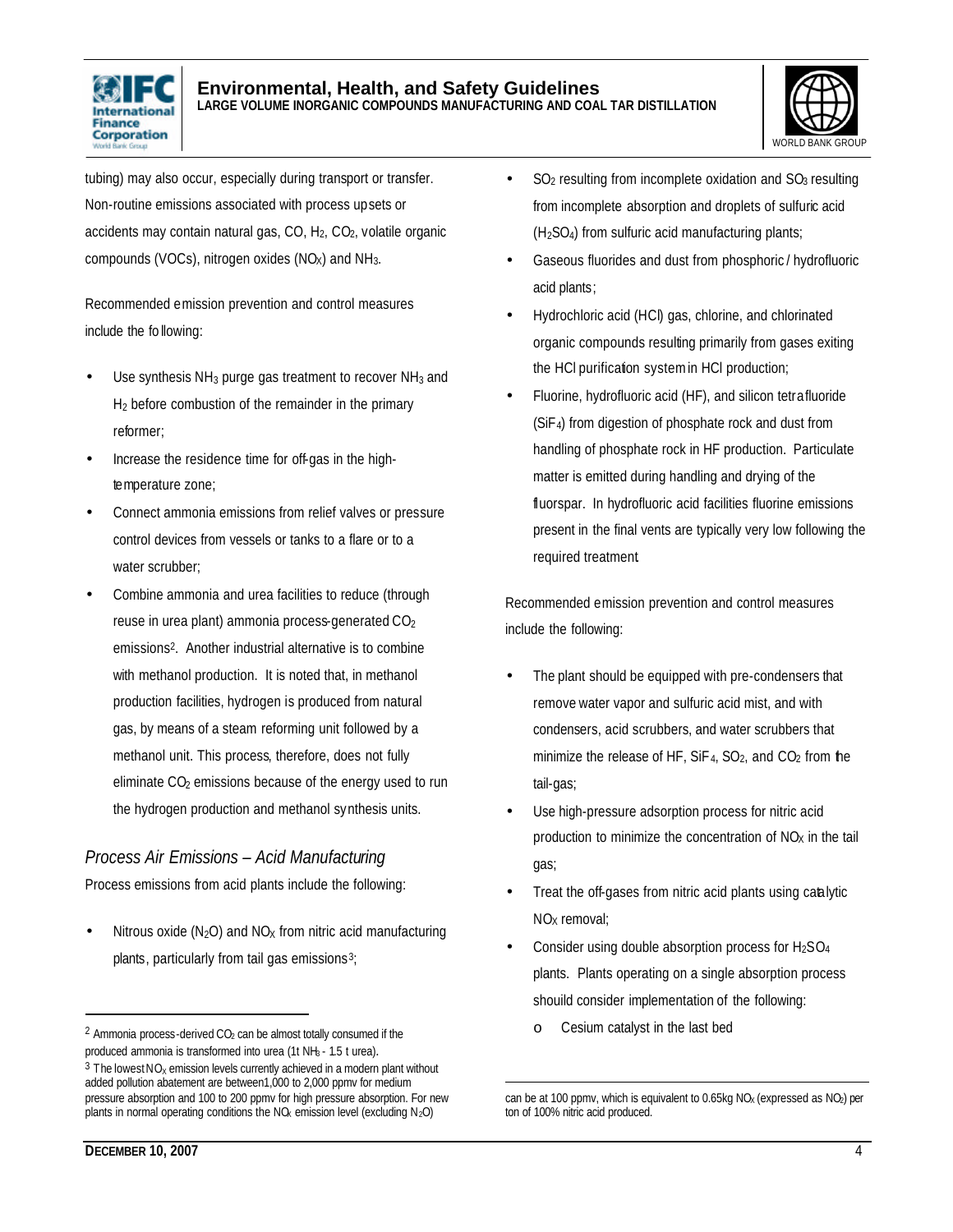tubing) may also occur, especially during transport or transfer. Non-routine emissions associated with process upsets or accidents may contain natural gas, CO, $H_2$, $CO_2$, volatile organic compounds (VOCs), nitrogen oxides ($NO_X$) and $NH_3$.

Recommended emission prevention and control measures include the following:

- Use synthesis $NH_3$ purge gas treatment to recover $NH_3$ and $H_2$ before combustion of the remainder in the primary reformer;
- Increase the residence time for off-gas in the high-temperature zone;
- Connect ammonia emissions from relief valves or pressure control devices from vessels or tanks to a flare or to a water scrubber;
- Combine ammonia and urea facilities to reduce (through reuse in urea plant) ammonia process-generated $CO_2$ emissions[2]. Another industrial alternative is to combine with methanol production. It is noted that, in methanol production facilities, hydrogen is produced from natural gas, by means of a steam reforming unit followed by a methanol unit. This process, therefore, does not fully eliminate $CO_2$ emissions because of the energy used to run the hydrogen production and methanol synthesis units.

### *Process Air Emissions – Acid Manufacturing*

Process emissions from acid plants include the following:

- Nitrous oxide ($N_2O$) and $NO_X$ from nitric acid manufacturing plants, particularly from tail gas emissions[3];
- $SO_2$ resulting from incomplete oxidation and $SO_3$ resulting from incomplete absorption and droplets of sulfuric acid ($H_2SO_4$) from sulfuric acid manufacturing plants;
- Gaseous fluorides and dust from phosphoric / hydrofluoric acid plants;
- Hydrochloric acid (HCl) gas, chlorine, and chlorinated organic compounds resulting primarily from gases exiting the HCl purification system in HCl production;
- Fluorine, hydrofluoric acid (HF), and silicon tetrafluoride ($SiF_4$) from digestion of phosphate rock and dust from handling of phosphate rock in HF production. Particulate matter is emitted during handling and drying of the fluorspar. In hydrofluoric acid facilities fluorine emissions present in the final vents are typically very low following the required treatment

Recommended emission prevention and control measures include the following:

- The plant should be equipped with pre-condensers that remove water vapor and sulfuric acid mist, and with condensers, acid scrubbers, and water scrubbers that minimize the release of HF, $SiF_4$, $SO_2$, and $CO_2$ from the tail-gas;
- Use high-pressure adsorption process for nitric acid production to minimize the concentration of $NO_X$ in the tail gas;
- Treat the off-gases from nitric acid plants using catalytic $NO_X$ removal;
- Consider using double absorption process for $H_2SO_4$ plants. Plants operating on a single absorption process shouild consider implementation of the following:
    - Cesium catalyst in the last bed

---

[2] Ammonia process-derived $CO_2$ can be almost totally consumed if the produced ammonia is transformed into urea (1t $NH_3$ - 1.5 t urea).

[3] The lowest $NO_X$ emission levels currently achieved in a modern plant without added pollution abatement are between1,000 to 2,000 ppmv for medium pressure absorption and 100 to 200 ppmv for high pressure absorption. For new plants in normal operating conditions the $NO_X$ emission level (excluding $N_2O$) can be at 100 ppmv, which is equivalent to 0.65kg $NO_X$ (expressed as $NO_2$) per ton of 100% nitric acid produced.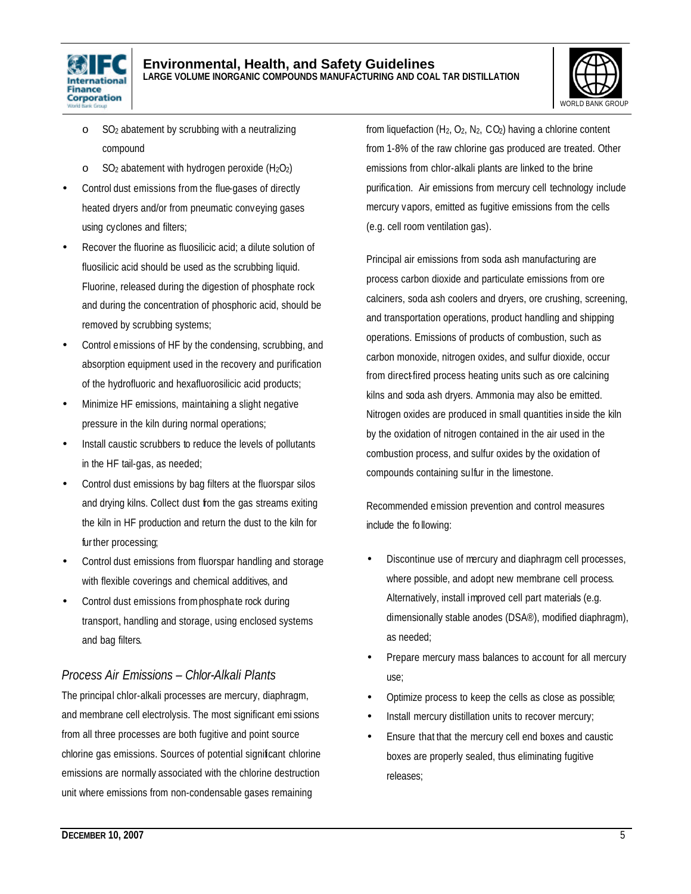- $SO_2$ abatement by scrubbing with a neutralizing compound
- $SO_2$ abatement with hydrogen peroxide ($H_2O_2$)

- Control dust emissions from the flue-gases of directly heated dryers and/or from pneumatic conveying gases using cyclones and filters;
- Recover the fluorine as fluosilicic acid; a dilute solution of fluosilicic acid should be used as the scrubbing liquid. Fluorine, released during the digestion of phosphate rock and during the concentration of phosphoric acid, should be removed by scrubbing systems;
- Control emissions of HF by the condensing, scrubbing, and absorption equipment used in the recovery and purification of the hydrofluoric and hexafluorosilicic acid products;
- Minimize HF emissions, maintaining a slight negative pressure in the kiln during normal operations;
- Install caustic scrubbers to reduce the levels of pollutants in the HF tail-gas, as needed;
- Control dust emissions by bag filters at the fluorspar silos and drying kilns. Collect dust from the gas streams exiting the kiln in HF production and return the dust to the kiln for further processing;
- Control dust emissions from fluorspar handling and storage with flexible coverings and chemical additives, and
- Control dust emissions from phosphate rock during transport, handling and storage, using enclosed systems and bag filters.

### *Process Air Emissions – Chlor-Alkali Plants*

The principal chlor-alkali processes are mercury, diaphragm, and membrane cell electrolysis. The most significant emissions from all three processes are both fugitive and point source chlorine gas emissions. Sources of potential significant chlorine emissions are normally associated with the chlorine destruction unit where emissions from non-condensable gases remaining from liquefaction ($H_2$, $O_2$, $N_2$, $CO_2$) having a chlorine content from 1-8% of the raw chlorine gas produced are treated. Other emissions from chlor-alkali plants are linked to the brine purification. Air emissions from mercury cell technology include mercury vapors, emitted as fugitive emissions from the cells (e.g. cell room ventilation gas).

Principal air emissions from soda ash manufacturing are process carbon dioxide and particulate emissions from ore calciners, soda ash coolers and dryers, ore crushing, screening, and transportation operations, product handling and shipping operations. Emissions of products of combustion, such as carbon monoxide, nitrogen oxides, and sulfur dioxide, occur from direct-fired process heating units such as ore calcining kilns and soda ash dryers. Ammonia may also be emitted. Nitrogen oxides are produced in small quantities inside the kiln by the oxidation of nitrogen contained in the air used in the combustion process, and sulfur oxides by the oxidation of compounds containing sulfur in the limestone.

Recommended emission prevention and control measures include the following:

- Discontinue use of mercury and diaphragm cell processes, where possible, and adopt new membrane cell process. Alternatively, install improved cell part materials (e.g. dimensionally stable anodes (DSA®), modified diaphragm), as needed;
- Prepare mercury mass balances to account for all mercury use;
- Optimize process to keep the cells as close as possible;
- Install mercury distillation units to recover mercury;
- Ensure that that the mercury cell end boxes and caustic boxes are properly sealed, thus eliminating fugitive releases;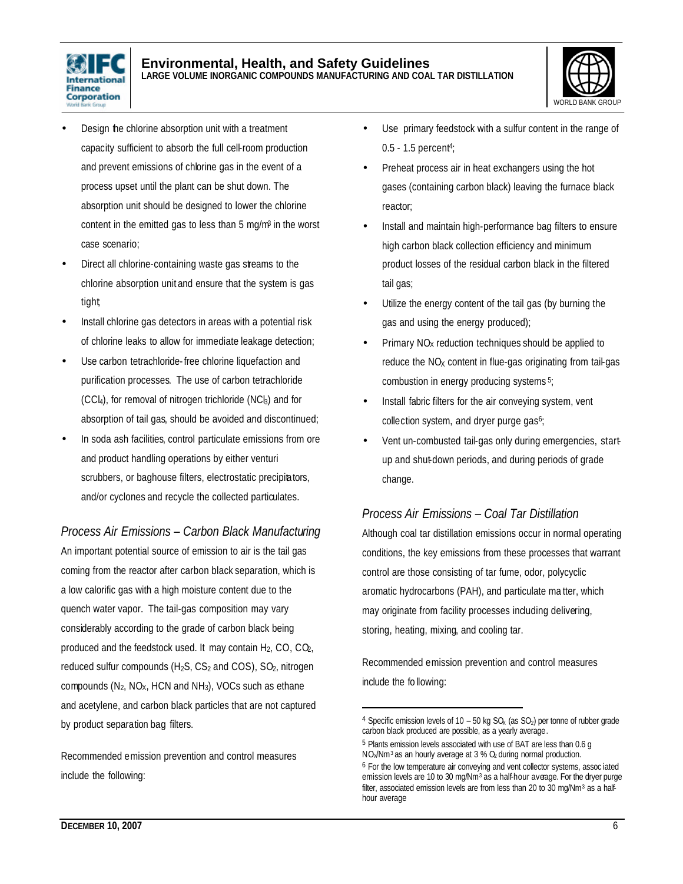- Design the chlorine absorption unit with a treatment capacity sufficient to absorb the full cell-room production and prevent emissions of chlorine gas in the event of a process upset until the plant can be shut down. The absorption unit should be designed to lower the chlorine content in the emitted gas to less than 5 mg/m³ in the worst case scenario;
- Direct all chlorine-containing waste gas streams to the chlorine absorption unit and ensure that the system is gas tight;
- Install chlorine gas detectors in areas with a potential risk of chlorine leaks to allow for immediate leakage detection;
- Use carbon tetrachloride-free chlorine liquefaction and purification processes. The use of carbon tetrachloride ($CCl_4$), for removal of nitrogen trichloride ($NCl_3$) and for absorption of tail gas, should be avoided and discontinued;
- In soda ash facilities, control particulate emissions from ore and product handling operations by either venturi scrubbers, or baghouse filters, electrostatic precipitators, and/or cyclones and recycle the collected particulates.

### *Process Air Emissions – Carbon Black Manufacturing*

An important potential source of emission to air is the tail gas coming from the reactor after carbon black separation, which is a low calorific gas with a high moisture content due to the quench water vapor. The tail-gas composition may vary considerably according to the grade of carbon black being produced and the feedstock used. It may contain $H_2$, CO, $CO_2$, reduced sulfur compounds ($H_2S$, $CS_2$ and COS), $SO_2$, nitrogen compounds ($N_2$, $NO_X$, HCN and $NH_3$), VOCs such as ethane and acetylene, and carbon black particles that are not captured by product separation bag filters.

Recommended emission prevention and control measures include the following:

- Use primary feedstock with a sulfur content in the range of 0.5 - 1.5 percent[4];
- Preheat process air in heat exchangers using the hot gases (containing carbon black) leaving the furnace black reactor;
- Install and maintain high-performance bag filters to ensure high carbon black collection efficiency and minimum product losses of the residual carbon black in the filtered tail gas;
- Utilize the energy content of the tail gas (by burning the gas and using the energy produced);
- Primary $NO_X$ reduction techniques should be applied to reduce the $NO_X$ content in flue-gas originating from tail-gas combustion in energy producing systems[5];
- Install fabric filters for the air conveying system, vent collection system, and dryer purge gas[6];
- Vent un-combusted tail-gas only during emergencies, start-up and shut-down periods, and during periods of grade change.

### *Process Air Emissions – Coal Tar Distillation*

Although coal tar distillation emissions occur in normal operating conditions, the key emissions from these processes that warrant control are those consisting of tar fume, odor, polycyclic aromatic hydrocarbons (PAH), and particulate matter, which may originate from facility processes including delivering, storing, heating, mixing, and cooling tar.

Recommended emission prevention and control measures include the following:

---

[4] Specific emission levels of 10 – 50 kg $SO_X$ (as $SO_2$) per tonne of rubber grade carbon black produced are possible, as a yearly average.

[5] Plants emission levels associated with use of BAT are less than 0.6 g $NO_X$/Nm³ as an hourly average at 3 % $O_2$ during normal production.

[6] For the low temperature air conveying and vent collector systems, associated emission levels are 10 to 30 mg/Nm³ as a half-hour average. For the dryer purge filter, associated emission levels are from less than 20 to 30 mg/Nm³ as a half-hour average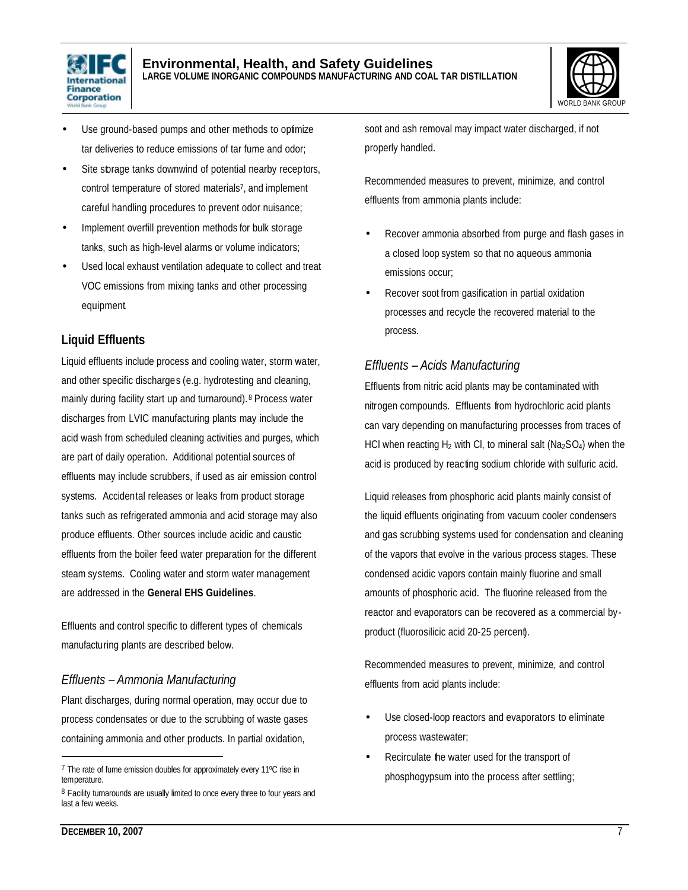- Use ground-based pumps and other methods to optimize tar deliveries to reduce emissions of tar fume and odor;
- Site storage tanks downwind of potential nearby receptors, control temperature of stored materials[7], and implement careful handling procedures to prevent odor nuisance;
- Implement overfill prevention methods for bulk storage tanks, such as high-level alarms or volume indicators;
- Used local exhaust ventilation adequate to collect and treat VOC emissions from mixing tanks and other processing equipment.

## Liquid Effluents

Liquid effluents include process and cooling water, storm water, and other specific discharges (e.g. hydrotesting and cleaning, mainly during facility start up and turnaround).[8] Process water discharges from LVIC manufacturing plants may include the acid wash from scheduled cleaning activities and purges, which are part of daily operation. Additional potential sources of effluents may include scrubbers, if used as air emission control systems. Accidental releases or leaks from product storage tanks such as refrigerated ammonia and acid storage may also produce effluents. Other sources include acidic and caustic effluents from the boiler feed water preparation for the different steam systems. Cooling water and storm water management are addressed in the **General EHS Guidelines**.

Effluents and control specific to different types of chemicals manufacturing plants are described below.

### *Effluents – Ammonia Manufacturing*

Plant discharges, during normal operation, may occur due to process condensates or due to the scrubbing of waste gases containing ammonia and other products. In partial oxidation, soot and ash removal may impact water discharged, if not properly handled.

Recommended measures to prevent, minimize, and control effluents from ammonia plants include:

- Recover ammonia absorbed from purge and flash gases in a closed loop system so that no aqueous ammonia emissions occur;
- Recover soot from gasification in partial oxidation processes and recycle the recovered material to the process.

### *Effluents – Acids Manufacturing*

Effluents from nitric acid plants may be contaminated with nitrogen compounds. Effluents from hydrochloric acid plants can vary depending on manufacturing processes from traces of HCl when reacting $H_2$ with Cl, to mineral salt ($Na_2SO_4$) when the acid is produced by reacting sodium chloride with sulfuric acid.

Liquid releases from phosphoric acid plants mainly consist of the liquid effluents originating from vacuum cooler condensers and gas scrubbing systems used for condensation and cleaning of the vapors that evolve in the various process stages. These condensed acidic vapors contain mainly fluorine and small amounts of phosphoric acid. The fluorine released from the reactor and evaporators can be recovered as a commercial by-product (fluorosilicic acid 20-25 percent).

Recommended measures to prevent, minimize, and control effluents from acid plants include:

- Use closed-loop reactors and evaporators to eliminate process wastewater;
- Recirculate the water used for the transport of phosphogypsum into the process after settling;

---

[7] The rate of fume emission doubles for approximately every 11ºC rise in temperature.

[8] Facility turnarounds are usually limited to once every three to four years and last a few weeks.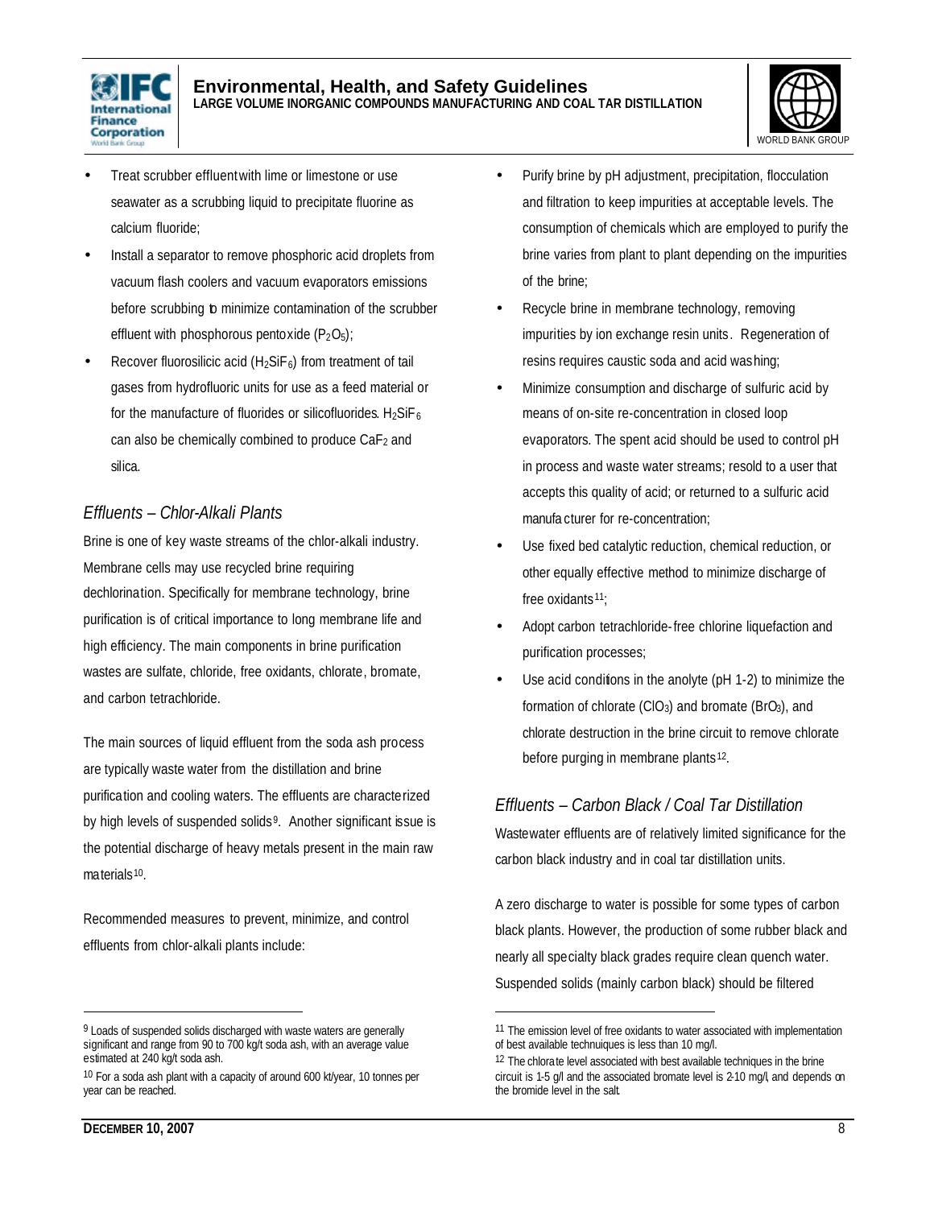- Treat scrubber effluent with lime or limestone or use seawater as a scrubbing liquid to precipitate fluorine as calcium fluoride;
- Install a separator to remove phosphoric acid droplets from vacuum flash coolers and vacuum evaporators emissions before scrubbing to minimize contamination of the scrubber effluent with phosphorous pentoxide ($P_2O_5$);
- Recover fluorosilicic acid ($H_2SiF_6$) from treatment of tail gases from hydrofluoric units for use as a feed material or for the manufacture of fluorides or silicofluorides. $H_2SiF_6$ can also be chemically combined to produce $CaF_2$ and silica.

### *Effluents – Chlor-Alkali Plants*

Brine is one of key waste streams of the chlor-alkali industry. Membrane cells may use recycled brine requiring dechlorination. Specifically for membrane technology, brine purification is of critical importance to long membrane life and high efficiency. The main components in brine purification wastes are sulfate, chloride, free oxidants, chlorate, bromate, and carbon tetrachloride.

The main sources of liquid effluent from the soda ash process are typically waste water from the distillation and brine purification and cooling waters. The effluents are characterized by high levels of suspended solids[9]. Another significant issue is the potential discharge of heavy metals present in the main raw materials[10].

Recommended measures to prevent, minimize, and control effluents from chlor-alkali plants include:

- Purify brine by pH adjustment, precipitation, flocculation and filtration to keep impurities at acceptable levels. The consumption of chemicals which are employed to purify the brine varies from plant to plant depending on the impurities of the brine;
- Recycle brine in membrane technology, removing impurities by ion exchange resin units. Regeneration of resins requires caustic soda and acid washing;
- Minimize consumption and discharge of sulfuric acid by means of on-site re-concentration in closed loop evaporators. The spent acid should be used to control pH in process and waste water streams; resold to a user that accepts this quality of acid; or returned to a sulfuric acid manufacturer for re-concentration;
- Use fixed bed catalytic reduction, chemical reduction, or other equally effective method to minimize discharge of free oxidants[11];
- Adopt carbon tetrachloride-free chlorine liquefaction and purification processes;
- Use acid conditions in the anolyte (pH 1-2) to minimize the formation of chlorate ($ClO_3$) and bromate ($BrO_3$), and chlorate destruction in the brine circuit to remove chlorate before purging in membrane plants[12].

### *Effluents – Carbon Black / Coal Tar Distillation*

Wastewater effluents are of relatively limited significance for the carbon black industry and in coal tar distillation units.

A zero discharge to water is possible for some types of carbon black plants. However, the production of some rubber black and nearly all specialty black grades require clean quench water. Suspended solids (mainly carbon black) should be filtered

---

[9] Loads of suspended solids discharged with waste waters are generally significant and range from 90 to 700 kg/t soda ash, with an average value estimated at 240 kg/t soda ash.

[10] For a soda ash plant with a capacity of around 600 kt/year, 10 tonnes per year can be reached.

[11] The emission level of free oxidants to water associated with implementation of best available technuiques is less than 10 mg/l.

[12] The chlorate level associated with best available techniques in the brine circuit is 1-5 g/l and the associated bromate level is 2-10 mg/l, and depends on the bromide level in the salt.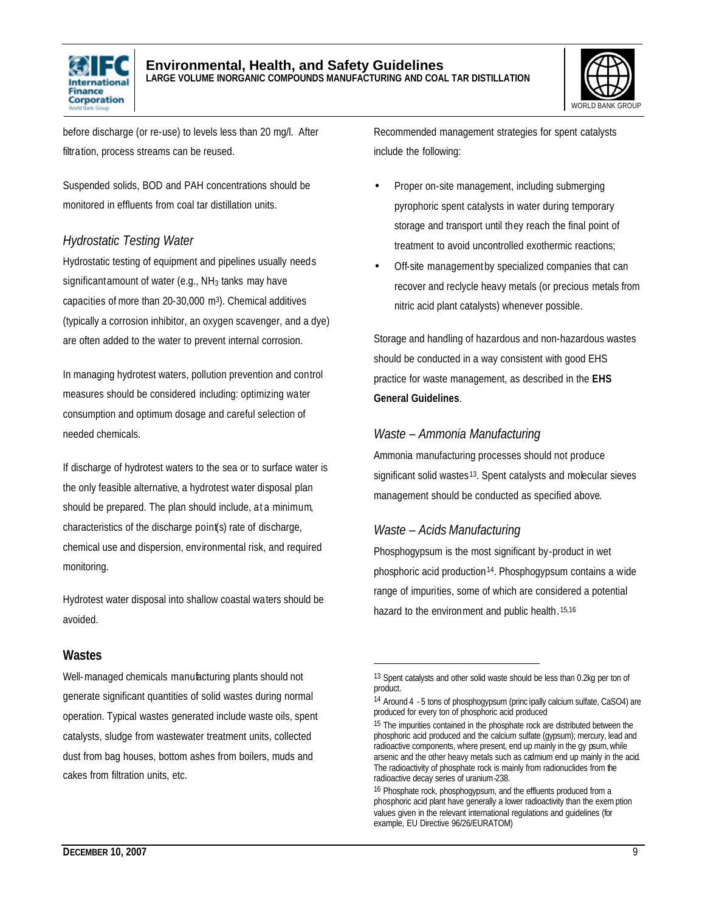before discharge (or re-use) to levels less than 20 mg/l. After filtration, process streams can be reused.

Suspended solids, BOD and PAH concentrations should be monitored in effluents from coal tar distillation units.

### *Hydrostatic Testing Water*

Hydrostatic testing of equipment and pipelines usually needs significant amount of water (e.g., $NH_3$ tanks may have capacities of more than 20-30,000 $m^3$). Chemical additives (typically a corrosion inhibitor, an oxygen scavenger, and a dye) are often added to the water to prevent internal corrosion.

In managing hydrotest waters, pollution prevention and control measures should be considered including: optimizing water consumption and optimum dosage and careful selection of needed chemicals.

If discharge of hydrotest waters to the sea or to surface water is the only feasible alternative, a hydrotest water disposal plan should be prepared. The plan should include, at a minimum, characteristics of the discharge point(s) rate of discharge, chemical use and dispersion, environmental risk, and required monitoring.

Hydrotest water disposal into shallow coastal waters should be avoided.

## Wastes

Well-managed chemicals manufacturing plants should not generate significant quantities of solid wastes during normal operation. Typical wastes generated include waste oils, spent catalysts, sludge from wastewater treatment units, collected dust from bag houses, bottom ashes from boilers, muds and cakes from filtration units, etc.

Recommended management strategies for spent catalysts include the following:

- Proper on-site management, including submerging pyrophoric spent catalysts in water during temporary storage and transport until they reach the final point of treatment to avoid uncontrolled exothermic reactions;
- Off-site management by specialized companies that can recover and reclycle heavy metals (or precious metals from nitric acid plant catalysts) whenever possible.

Storage and handling of hazardous and non-hazardous wastes should be conducted in a way consistent with good EHS practice for waste management, as described in the **EHS General Guidelines**.

### *Waste – Ammonia Manufacturing*

Ammonia manufacturing processes should not produce significant solid wastes[13]. Spent catalysts and molecular sieves management should be conducted as specified above.

### *Waste – Acids Manufacturing*

Phosphogypsum is the most significant by-product in wet phosphoric acid production[14]. Phosphogypsum contains a wide range of impurities, some of which are considered a potential hazard to the environment and public health.[15,16]

---

[13] Spent catalysts and other solid waste should be less than 0.2kg per ton of product.

[14] Around 4 - 5 tons of phosphogypsum (principally calcium sulfate, $CaSO_4$) are produced for every ton of phosphoric acid produced

[15] The impurities contained in the phosphate rock are distributed between the phosphoric acid produced and the calcium sulfate (gypsum); mercury, lead and radioactive components, where present, end up mainly in the gypsum, while arsenic and the other heavy metals such as cadmium end up mainly in the acid. The radioactivity of phosphate rock is mainly from radionuclides from the radioactive decay series of uranium-238.

[16] Phosphate rock, phosphogypsum, and the effluents produced from a phosphoric acid plant have generally a lower radioactivity than the exemption values given in the relevant international regulations and guidelines (for example, EU Directive 96/26/EURATOM)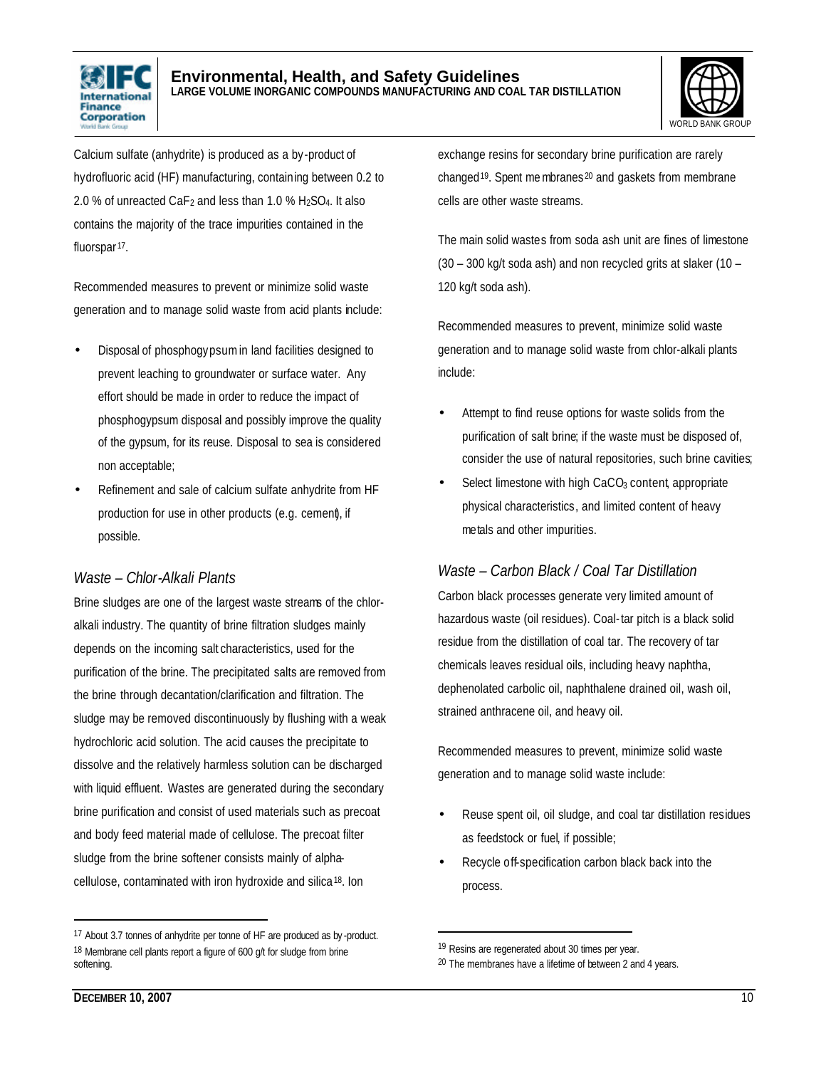Calcium sulfate (anhydrite) is produced as a by-product of hydrofluoric acid (HF) manufacturing, containing between 0.2 to 2.0 % of unreacted $CaF_2$ and less than 1.0 % $H_2SO_4$. It also contains the majority of the trace impurities contained in the fluorspar[17].

Recommended measures to prevent or minimize solid waste generation and to manage solid waste from acid plants include:

- Disposal of phosphogypsum in land facilities designed to prevent leaching to groundwater or surface water. Any effort should be made in order to reduce the impact of phosphogypsum disposal and possibly improve the quality of the gypsum, for its reuse. Disposal to sea is considered non acceptable;
- Refinement and sale of calcium sulfate anhydrite from HF production for use in other products (e.g. cement), if possible.

### *Waste – Chlor-Alkali Plants*

Brine sludges are one of the largest waste streams of the chlor-alkali industry. The quantity of brine filtration sludges mainly depends on the incoming salt characteristics, used for the purification of the brine. The precipitated salts are removed from the brine through decantation/clarification and filtration. The sludge may be removed discontinuously by flushing with a weak hydrochloric acid solution. The acid causes the precipitate to dissolve and the relatively harmless solution can be discharged with liquid effluent. Wastes are generated during the secondary brine purification and consist of used materials such as precoat and body feed material made of cellulose. The precoat filter sludge from the brine softener consists mainly of alpha-cellulose, contaminated with iron hydroxide and silica[18]. Ion exchange resins for secondary brine purification are rarely changed[19]. Spent membranes[20] and gaskets from membrane cells are other waste streams.

The main solid wastes from soda ash unit are fines of limestone (30 – 300 kg/t soda ash) and non recycled grits at slaker (10 – 120 kg/t soda ash).

Recommended measures to prevent, minimize solid waste generation and to manage solid waste from chlor-alkali plants include:

- Attempt to find reuse options for waste solids from the purification of salt brine; if the waste must be disposed of, consider the use of natural repositories, such brine cavities;
- Select limestone with high $CaCO_3$ content, appropriate physical characteristics, and limited content of heavy metals and other impurities.

### *Waste – Carbon Black / Coal Tar Distillation*

Carbon black processes generate very limited amount of hazardous waste (oil residues). Coal-tar pitch is a black solid residue from the distillation of coal tar. The recovery of tar chemicals leaves residual oils, including heavy naphtha, dephenolated carbolic oil, naphthalene drained oil, wash oil, strained anthracene oil, and heavy oil.

Recommended measures to prevent, minimize solid waste generation and to manage solid waste include:

- Reuse spent oil, oil sludge, and coal tar distillation residues as feedstock or fuel, if possible;
- Recycle off-specification carbon black back into the process.

---

[17] About 3.7 tonnes of anhydrite per tonne of HF are produced as by-product.

[18] Membrane cell plants report a figure of 600 g/t for sludge from brine softening.

[19] Resins are regenerated about 30 times per year.

[20] The membranes have a lifetime of between 2 and 4 years.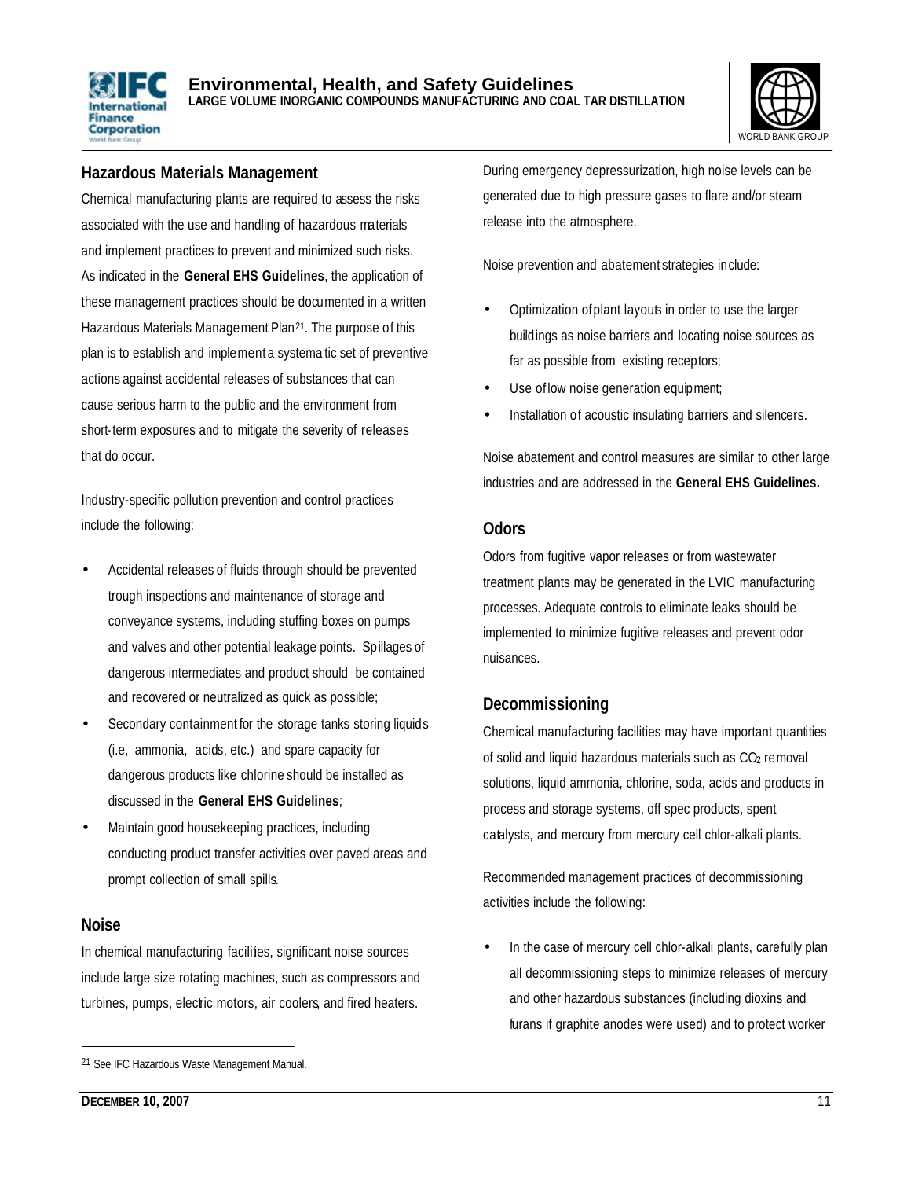## Hazardous Materials Management

Chemical manufacturing plants are required to assess the risks associated with the use and handling of hazardous materials and implement practices to prevent and minimized such risks. As indicated in the **General EHS Guidelines**, the application of these management practices should be documented in a written Hazardous Materials Management Plan[21]. The purpose of this plan is to establish and implement a systematic set of preventive actions against accidental releases of substances that can cause serious harm to the public and the environment from short-term exposures and to mitigate the severity of releases that do occur.

Industry-specific pollution prevention and control practices include the following:

- Accidental releases of fluids through should be prevented trough inspections and maintenance of storage and conveyance systems, including stuffing boxes on pumps and valves and other potential leakage points. Spillages of dangerous intermediates and product should be contained and recovered or neutralized as quick as possible;
- Secondary containment for the storage tanks storing liquids (i.e, ammonia, acids, etc.) and spare capacity for dangerous products like chlorine should be installed as discussed in the **General EHS Guidelines**;
- Maintain good housekeeping practices, including conducting product transfer activities over paved areas and prompt collection of small spills.

## Noise

In chemical manufacturing facilities, significant noise sources include large size rotating machines, such as compressors and turbines, pumps, electric motors, air coolers, and fired heaters. During emergency depressurization, high noise levels can be generated due to high pressure gases to flare and/or steam release into the atmosphere.

Noise prevention and abatement strategies include:

- Optimization of plant layouts in order to use the larger buildings as noise barriers and locating noise sources as far as possible from existing receptors;
- Use of low noise generation equipment;
- Installation of acoustic insulating barriers and silencers.

Noise abatement and control measures are similar to other large industries and are addressed in the **General EHS Guidelines.**

## Odors

Odors from fugitive vapor releases or from wastewater treatment plants may be generated in the LVIC manufacturing processes. Adequate controls to eliminate leaks should be implemented to minimize fugitive releases and prevent odor nuisances.

## Decommissioning

Chemical manufacturing facilities may have important quantities of solid and liquid hazardous materials such as $CO_2$ removal solutions, liquid ammonia, chlorine, soda, acids and products in process and storage systems, off spec products, spent catalysts, and mercury from mercury cell chlor-alkali plants.

Recommended management practices of decommissioning activities include the following:

- In the case of mercury cell chlor-alkali plants, carefully plan all decommissioning steps to minimize releases of mercury and other hazardous substances (including dioxins and furans if graphite anodes were used) and to protect worker

---

[21] See IFC Hazardous Waste Management Manual.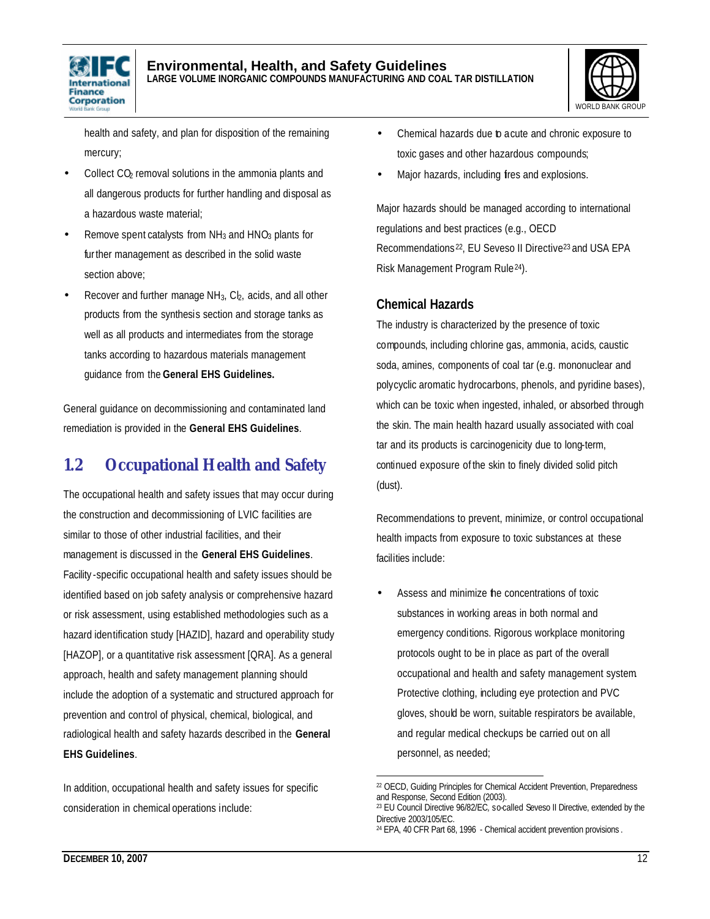health and safety, and plan for disposition of the remaining mercury;

- Collect $CO_2$ removal solutions in the ammonia plants and all dangerous products for further handling and disposal as a hazardous waste material;
- Remove spent catalysts from $NH_3$ and $HNO_3$ plants for further management as described in the solid waste section above;
- Recover and further manage $NH_3$, $Cl_2$, acids, and all other products from the synthesis section and storage tanks as well as all products and intermediates from the storage tanks according to hazardous materials management guidance from the **General EHS Guidelines.**

General guidance on decommissioning and contaminated land remediation is provided in the **General EHS Guidelines**.

## 1.2 Occupational Health and Safety

The occupational health and safety issues that may occur during the construction and decommissioning of LVIC facilities are similar to those of other industrial facilities, and their management is discussed in the **General EHS Guidelines**. Facility-specific occupational health and safety issues should be identified based on job safety analysis or comprehensive hazard or risk assessment, using established methodologies such as a hazard identification study [HAZID], hazard and operability study [HAZOP], or a quantitative risk assessment [QRA]. As a general approach, health and safety management planning should include the adoption of a systematic and structured approach for prevention and control of physical, chemical, biological, and radiological health and safety hazards described in the **General EHS Guidelines**.

In addition, occupational health and safety issues for specific consideration in chemical operations include:

- Chemical hazards due to acute and chronic exposure to toxic gases and other hazardous compounds;
- Major hazards, including fires and explosions.

Major hazards should be managed according to international regulations and best practices (e.g., OECD Recommendations[22], EU Seveso II Directive[23] and USA EPA Risk Management Program Rule[24]).

### Chemical Hazards

The industry is characterized by the presence of toxic compounds, including chlorine gas, ammonia, acids, caustic soda, amines, components of coal tar (e.g. mononuclear and polycyclic aromatic hydrocarbons, phenols, and pyridine bases), which can be toxic when ingested, inhaled, or absorbed through the skin. The main health hazard usually associated with coal tar and its products is carcinogenicity due to long-term, continued exposure of the skin to finely divided solid pitch (dust).

Recommendations to prevent, minimize, or control occupational health impacts from exposure to toxic substances at these facilities include:

- Assess and minimize the concentrations of toxic substances in working areas in both normal and emergency conditions. Rigorous workplace monitoring protocols ought to be in place as part of the overall occupational and health and safety management system. Protective clothing, including eye protection and PVC gloves, should be worn, suitable respirators be available, and regular medical checkups be carried out on all personnel, as needed;

[22] OECD, Guiding Principles for Chemical Accident Prevention, Preparedness and Response, Second Edition (2003).

[23] EU Council Directive 96/82/EC, so-called Seveso II Directive, extended by the Directive 2003/105/EC.

[24] EPA, 40 CFR Part 68, 1996 - Chemical accident prevention provisions.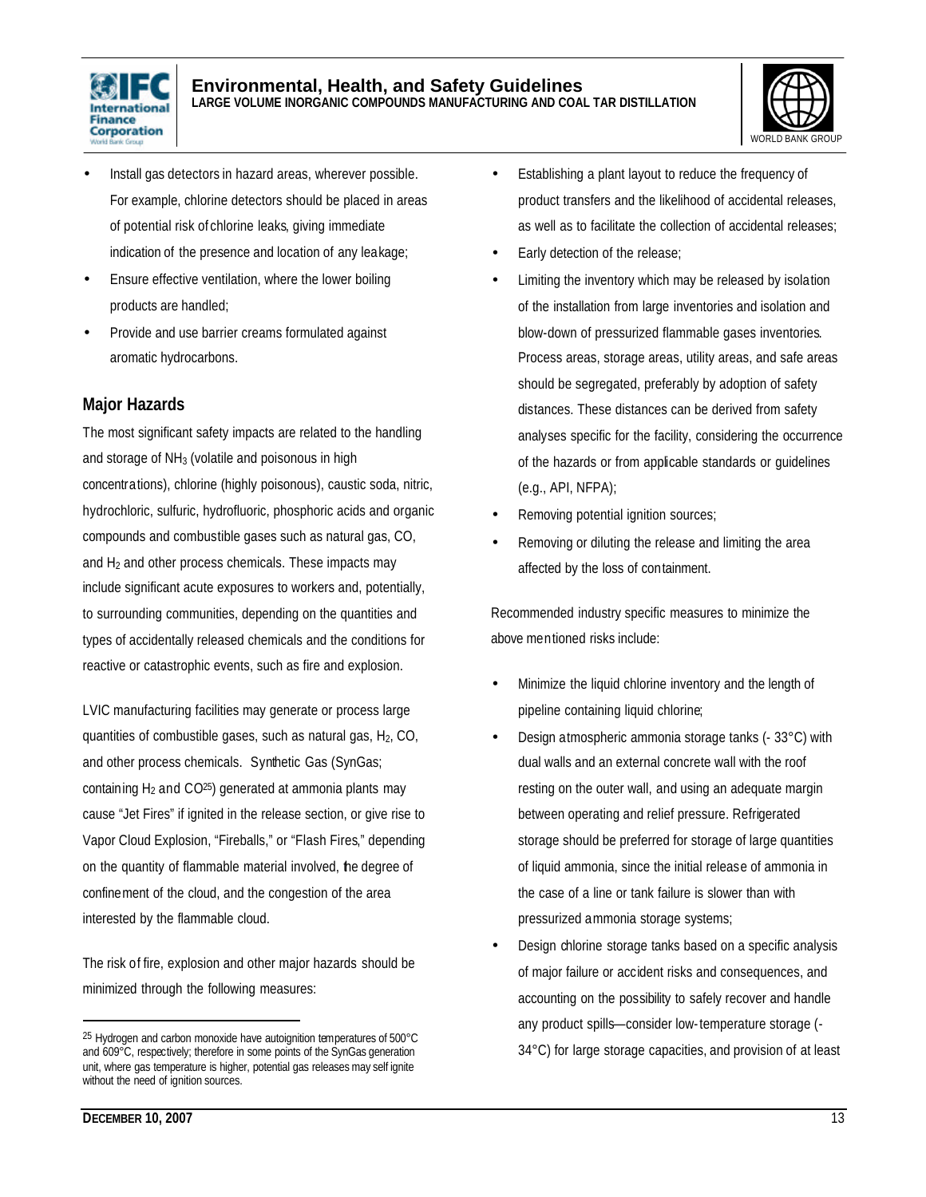- Install gas detectors in hazard areas, wherever possible. For example, chlorine detectors should be placed in areas of potential risk of chlorine leaks, giving immediate indication of the presence and location of any leakage;
- Ensure effective ventilation, where the lower boiling products are handled;
- Provide and use barrier creams formulated against aromatic hydrocarbons.

## Major Hazards

The most significant safety impacts are related to the handling and storage of $NH_3$ (volatile and poisonous in high concentrations), chlorine (highly poisonous), caustic soda, nitric, hydrochloric, sulfuric, hydrofluoric, phosphoric acids and organic compounds and combustible gases such as natural gas, CO, and $H_2$ and other process chemicals. These impacts may include significant acute exposures to workers and, potentially, to surrounding communities, depending on the quantities and types of accidentally released chemicals and the conditions for reactive or catastrophic events, such as fire and explosion.

LVIC manufacturing facilities may generate or process large quantities of combustible gases, such as natural gas, $H_2$, CO, and other process chemicals. Synthetic Gas (SynGas; containing $H_2$ and CO[25]) generated at ammonia plants may cause "Jet Fires" if ignited in the release section, or give rise to Vapor Cloud Explosion, "Fireballs," or "Flash Fires," depending on the quantity of flammable material involved, the degree of confinement of the cloud, and the congestion of the area interested by the flammable cloud.

The risk of fire, explosion and other major hazards should be minimized through the following measures:

- Establishing a plant layout to reduce the frequency of product transfers and the likelihood of accidental releases, as well as to facilitate the collection of accidental releases;
- Early detection of the release;
- Limiting the inventory which may be released by isolation of the installation from large inventories and isolation and blow-down of pressurized flammable gases inventories. Process areas, storage areas, utility areas, and safe areas should be segregated, preferably by adoption of safety distances. These distances can be derived from safety analyses specific for the facility, considering the occurrence of the hazards or from applicable standards or guidelines (e.g., API, NFPA);
- Removing potential ignition sources;
- Removing or diluting the release and limiting the area affected by the loss of containment.

Recommended industry specific measures to minimize the above mentioned risks include:

- Minimize the liquid chlorine inventory and the length of pipeline containing liquid chlorine;
- Design atmospheric ammonia storage tanks (- 33°C) with dual walls and an external concrete wall with the roof resting on the outer wall, and using an adequate margin between operating and relief pressure. Refrigerated storage should be preferred for storage of large quantities of liquid ammonia, since the initial release of ammonia in the case of a line or tank failure is slower than with pressurized ammonia storage systems;
- Design chlorine storage tanks based on a specific analysis of major failure or accident risks and consequences, and accounting on the possibility to safely recover and handle any product spills—consider low-temperature storage (-34°C) for large storage capacities, and provision of at least

---

[25] Hydrogen and carbon monoxide have autoignition temperatures of 500°C and 609°C, respectively; therefore in some points of the SynGas generation unit, where gas temperature is higher, potential gas releases may self ignite without the need of ignition sources.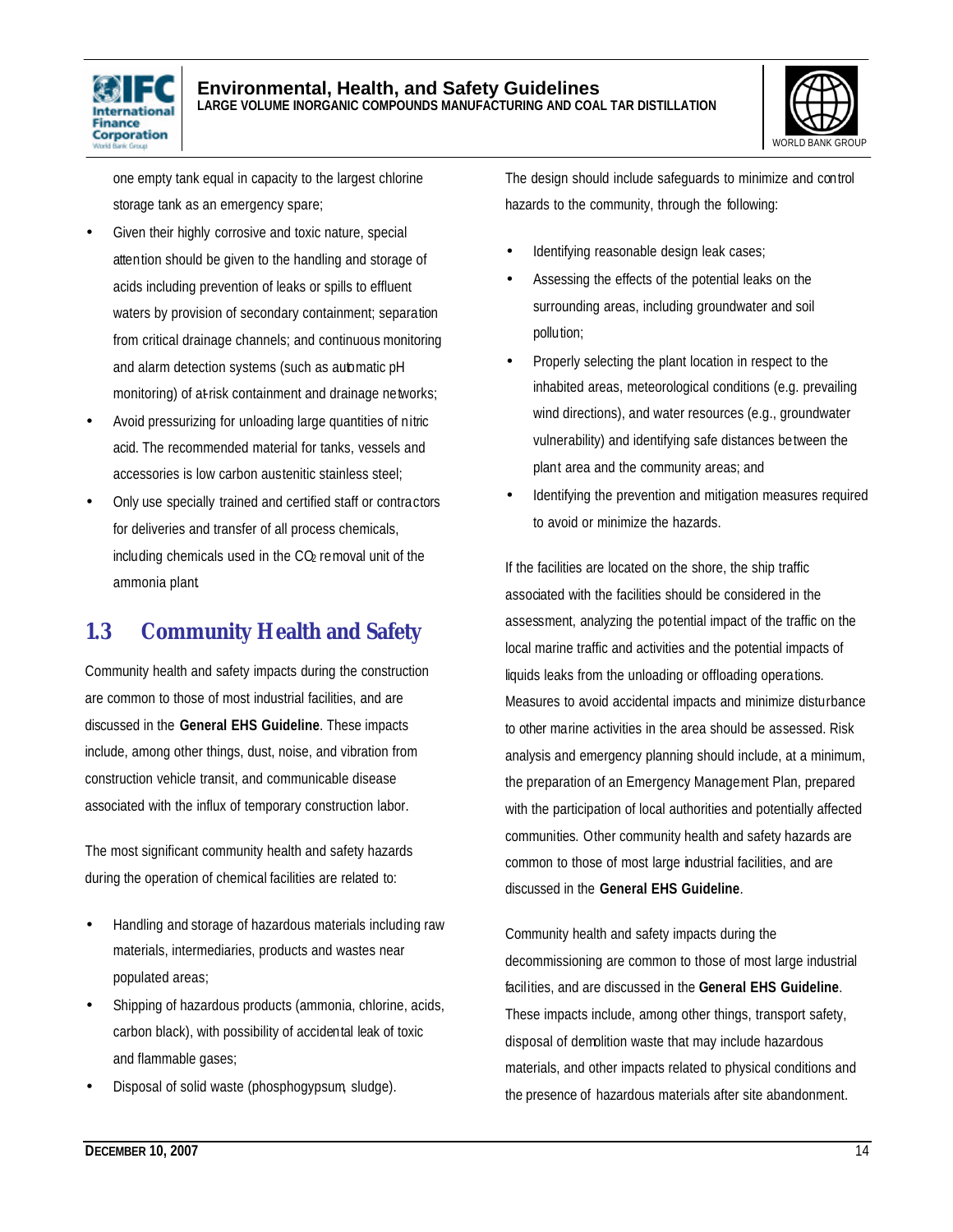one empty tank equal in capacity to the largest chlorine storage tank as an emergency spare;

- Given their highly corrosive and toxic nature, special attention should be given to the handling and storage of acids including prevention of leaks or spills to effluent waters by provision of secondary containment; separation from critical drainage channels; and continuous monitoring and alarm detection systems (such as automatic pH monitoring) of at-risk containment and drainage networks;
- Avoid pressurizing for unloading large quantities of nitric acid. The recommended material for tanks, vessels and accessories is low carbon austenitic stainless steel;
- Only use specially trained and certified staff or contractors for deliveries and transfer of all process chemicals, including chemicals used in the $CO_2$ removal unit of the ammonia plant.

## 1.3 Community Health and Safety

Community health and safety impacts during the construction are common to those of most industrial facilities, and are discussed in the **General EHS Guideline**. These impacts include, among other things, dust, noise, and vibration from construction vehicle transit, and communicable disease associated with the influx of temporary construction labor.

The most significant community health and safety hazards during the operation of chemical facilities are related to:

- Handling and storage of hazardous materials including raw materials, intermediaries, products and wastes near populated areas;
- Shipping of hazardous products (ammonia, chlorine, acids, carbon black), with possibility of accidental leak of toxic and flammable gases;
- Disposal of solid waste (phosphogypsum, sludge).

The design should include safeguards to minimize and control hazards to the community, through the following:

- Identifying reasonable design leak cases;
- Assessing the effects of the potential leaks on the surrounding areas, including groundwater and soil pollution;
- Properly selecting the plant location in respect to the inhabited areas, meteorological conditions (e.g. prevailing wind directions), and water resources (e.g., groundwater vulnerability) and identifying safe distances between the plant area and the community areas; and
- Identifying the prevention and mitigation measures required to avoid or minimize the hazards.

If the facilities are located on the shore, the ship traffic associated with the facilities should be considered in the assessment, analyzing the potential impact of the traffic on the local marine traffic and activities and the potential impacts of liquids leaks from the unloading or offloading operations. Measures to avoid accidental impacts and minimize disturbance to other marine activities in the area should be assessed. Risk analysis and emergency planning should include, at a minimum, the preparation of an Emergency Management Plan, prepared with the participation of local authorities and potentially affected communities. Other community health and safety hazards are common to those of most large industrial facilities, and are discussed in the **General EHS Guideline**.

Community health and safety impacts during the decommissioning are common to those of most large industrial facilities, and are discussed in the **General EHS Guideline**. These impacts include, among other things, transport safety, disposal of demolition waste that may include hazardous materials, and other impacts related to physical conditions and the presence of hazardous materials after site abandonment.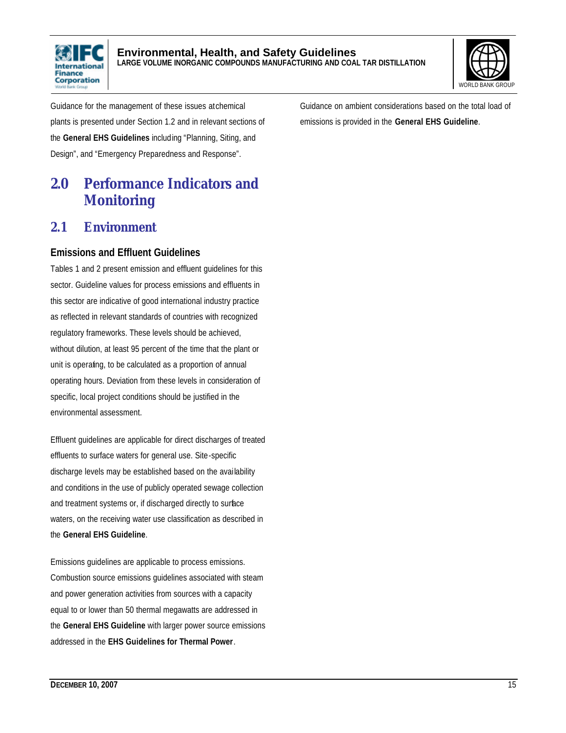Guidance for the management of these issues at chemical plants is presented under Section 1.2 and in relevant sections of the **General EHS Guidelines** including "Planning, Siting, and Design", and "Emergency Preparedness and Response".

# 2.0 Performance Indicators and Monitoring

## 2.1 Environment

### Emissions and Effluent Guidelines

Tables 1 and 2 present emission and effluent guidelines for this sector. Guideline values for process emissions and effluents in this sector are indicative of good international industry practice as reflected in relevant standards of countries with recognized regulatory frameworks. These levels should be achieved, without dilution, at least 95 percent of the time that the plant or unit is operating, to be calculated as a proportion of annual operating hours. Deviation from these levels in consideration of specific, local project conditions should be justified in the environmental assessment.

Effluent guidelines are applicable for direct discharges of treated effluents to surface waters for general use. Site-specific discharge levels may be established based on the availability and conditions in the use of publicly operated sewage collection and treatment systems or, if discharged directly to surface waters, on the receiving water use classification as described in the **General EHS Guideline**.

Emissions guidelines are applicable to process emissions. Combustion source emissions guidelines associated with steam and power generation activities from sources with a capacity equal to or lower than 50 thermal megawatts are addressed in the **General EHS Guideline** with larger power source emissions addressed in the **EHS Guidelines for Thermal Power**.

Guidance on ambient considerations based on the total load of emissions is provided in the **General EHS Guideline**.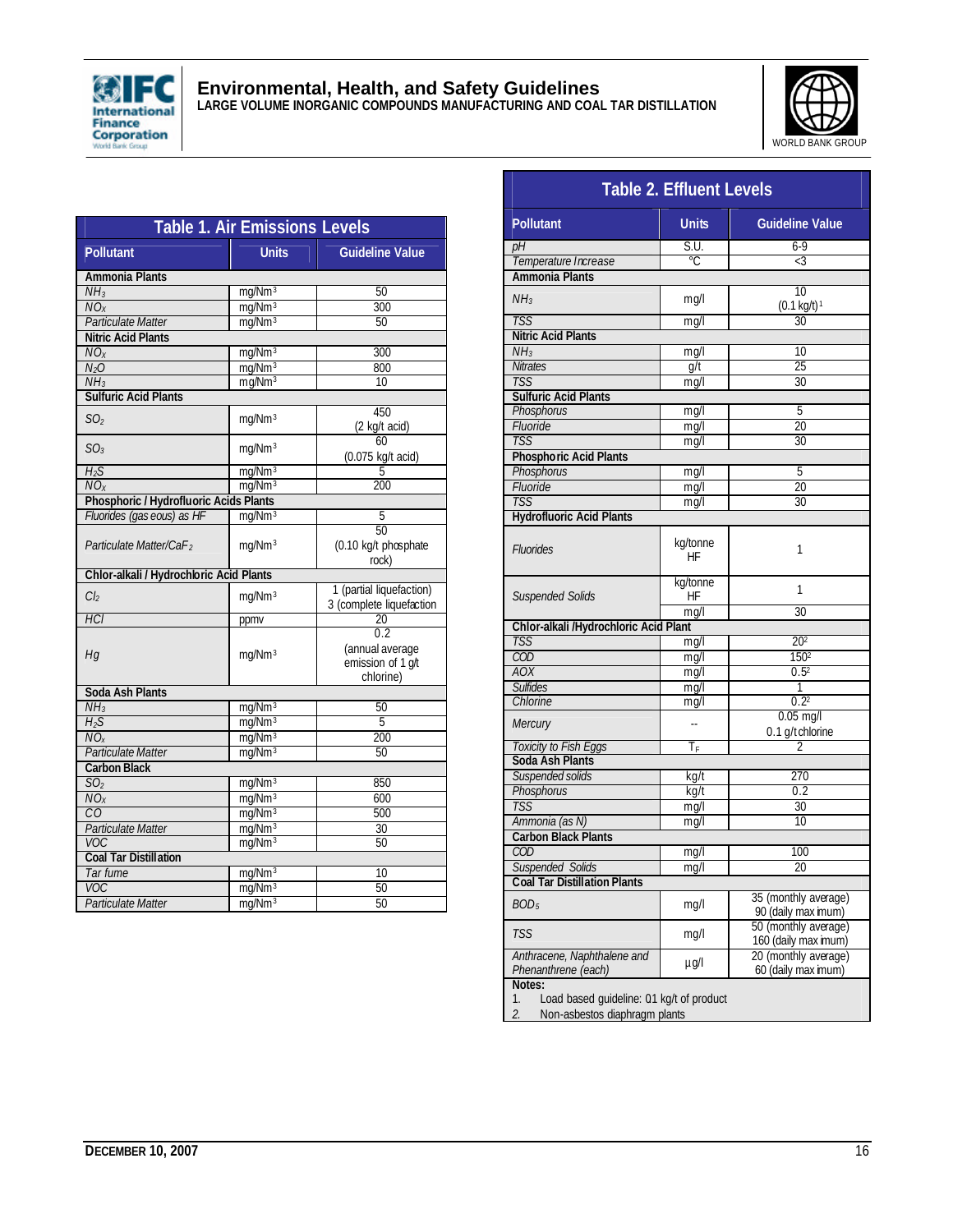**Table 1. Air Emissions Levels**

| Pollutant | Units | Guideline Value |
|---|---|---|
| **Ammonia Plants** | | |
| $NH_3$ | mg/Nm³ | 50 |
| $NO_X$ | mg/Nm³ | 300 |
| Particulate Matter | mg/Nm³ | 50 |
| **Nitric Acid Plants** | | |
| $NO_X$ | mg/Nm³ | 300 |
| $N_2O$ | mg/Nm³ | 800 |
| $NH_3$ | mg/Nm³ | 10 |
| **Sulfuric Acid Plants** | | |
| $SO_2$ | mg/Nm³ | 450 (2 kg/t acid) |
| $SO_3$ | mg/Nm³ | 60 (0.075 kg/t acid) |
| $H_2S$ | mg/Nm³ | 5 |
| $NO_X$ | mg/Nm³ | 200 |
| **Phosphoric / Hydrofluoric Acids Plants** | | |
| Fluorides (gaseous) as HF | mg/Nm³ | 5 |
| Particulate Matter/$CaF_2$ | mg/Nm³ | 50 (0.10 kg/t phosphate rock) |
| **Chlor-alkali / Hydrochloric Acid Plants** | | |
| $Cl_2$ | mg/Nm³ | 1 (partial liquefaction) 3 (complete liquefaction |
| HCl | ppmv | 20 |
| Hg | mg/Nm³ | 0.2 (annual average emission of 1 g/t chlorine) |
| **Soda Ash Plants** | | |
| $NH_3$ | mg/Nm³ | 50 |
| $H_2S$ | mg/Nm³ | 5 |
| $NO_X$ | mg/Nm³ | 200 |
| Particulate Matter | mg/Nm³ | 50 |
| **Carbon Black** | | |
| $SO_2$ | mg/Nm³ | 850 |
| $NO_X$ | mg/Nm³ | 600 |
| CO | mg/Nm³ | 500 |
| Particulate Matter | mg/Nm³ | 30 |
| VOC | mg/Nm³ | 50 |
| **Coal Tar Distillation** | | |
| Tar fume | mg/Nm³ | 10 |
| VOC | mg/Nm³ | 50 |
| Particulate Matter | mg/Nm³ | 50 |

**Table 2. Effluent Levels**

| Pollutant | Units | Guideline Value |
|---|---|---|
| pH | S.U. | 6-9 |
| Temperature Increase | °C | <3 |
| **Ammonia Plants** | | |
| $NH_3$ | mg/l | 10 (0.1 kg/t)[1] |
| TSS | mg/l | 30 |
| **Nitric Acid Plants** | | |
| $NH_3$ | mg/l | 10 |
| Nitrates | g/t | 25 |
| TSS | mg/l | 30 |
| **Sulfuric Acid Plants** | | |
| Phosphorus | mg/l | 5 |
| Fluoride | mg/l | 20 |
| TSS | mg/l | 30 |
| **Phosphoric Acid Plants** | | |
| Phosphorus | mg/l | 5 |
| Fluoride | mg/l | 20 |
| TSS | mg/l | 30 |
| **Hydrofluoric Acid Plants** | | |
| Fluorides | kg/tonne HF | 1 |
| Suspended Solids | kg/tonne HF | 1 |
| | mg/l | 30 |
| **Chlor-alkali /Hydrochloric Acid Plant** | | |
| TSS | mg/l | 20[2] |
| COD | mg/l | 150[2] |
| AOX | mg/l | 0.5[2] |
| Sulfides | mg/l | 1 |
| Chlorine | mg/l | 0.2[2] |
| Mercury | -- | 0.05 mg/l 0.1 g/t chlorine |
| Toxicity to Fish Eggs | $T_F$ | 2 |
| **Soda Ash Plants** | | |
| Suspended solids | kg/t | 270 |
| Phosphorus | kg/t | 0.2 |
| TSS | mg/l | 30 |
| Ammonia (as N) | mg/l | 10 |
| **Carbon Black Plants** | | |
| COD | mg/l | 100 |
| Suspended Solids | mg/l | 20 |
| **Coal Tar Distillation Plants** | | |
| $BOD_5$ | mg/l | 35 (monthly average) 90 (daily maximum) |
| TSS | mg/l | 50 (monthly average) 160 (daily maximum) |
| Anthracene, Naphthalene and Phenanthrene (each) | µg/l | 20 (monthly average) 60 (daily maximum) |

**Notes:**
1. Load based guideline: 0.1 kg/t of product
2. Non-asbestos diaphragm plants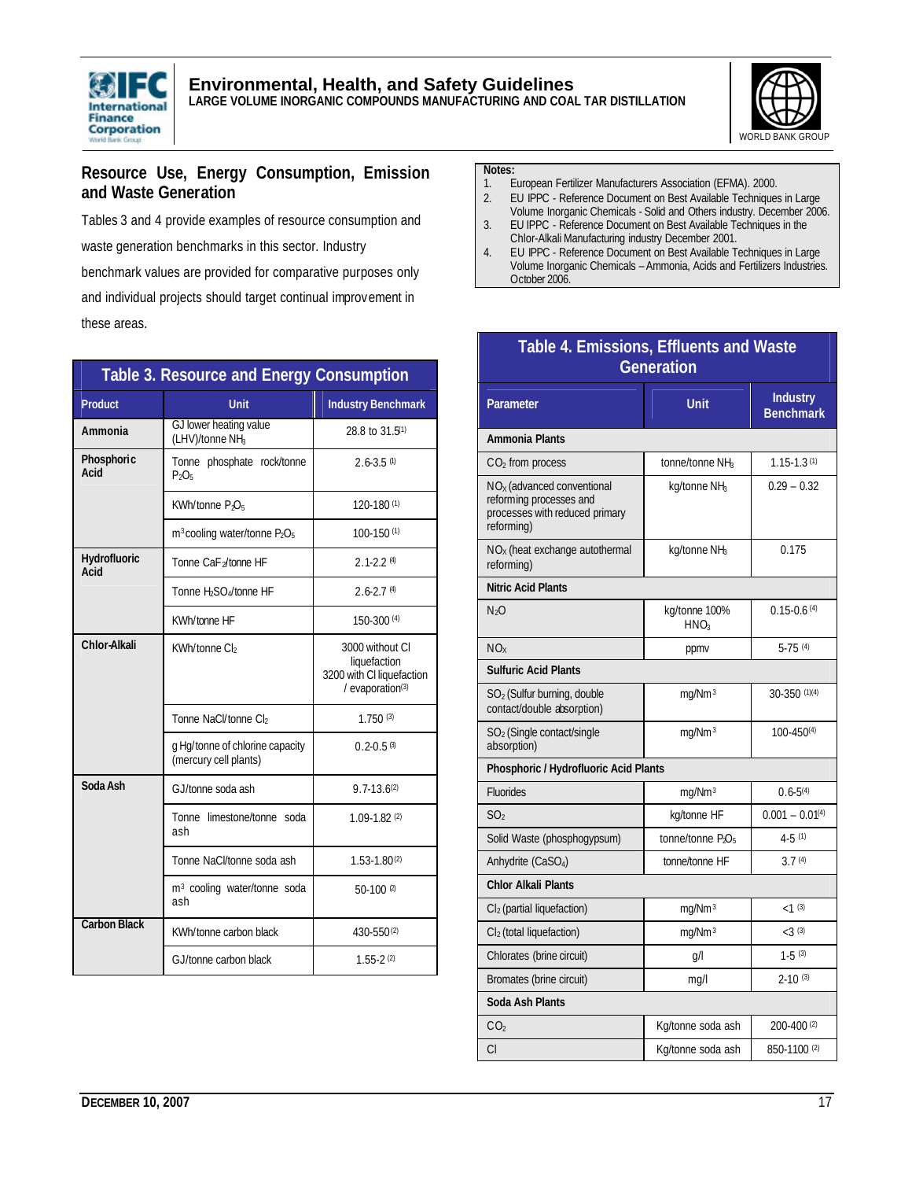## Resource Use, Energy Consumption, Emission and Waste Generation

Tables 3 and 4 provide examples of resource consumption and waste generation benchmarks in this sector. Industry benchmark values are provided for comparative purposes only and individual projects should target continual improvement in these areas.

| Table 3. Resource and Energy Consumption | | |
|---|---|---|
| **Product** | **Unit** | **Industry Benchmark** |
| **Ammonia** | GJ lower heating value (LHV)/tonne $NH_3$ | 28.8 to 31.5[1] |
| **Phosphoric Acid** | Tonne phosphate rock/tonne $P_2O_5$ | 2.6-3.5 [1] |
| | KWh/tonne $P_2O_5$ | 120-180 [1] |
| | $m^3$ cooling water/tonne $P_2O_5$ | 100-150 [1] |
| **Hydrofluoric Acid** | Tonne $CaF_2$/tonne HF | 2.1-2.2 [4] |
| | Tonne $H_2SO_4$/tonne HF | 2.6-2.7 [4] |
| | KWh/tonne HF | 150-300 [4] |
| **Chlor-Alkali** | KWh/tonne $Cl_2$ | 3000 without Cl liquefaction<br>3200 with Cl liquefaction / evaporation[3] |
| | Tonne NaCl/tonne $Cl_2$ | 1.750 [3] |
| | g Hg/tonne of chlorine capacity (mercury cell plants) | 0.2-0.5 [3] |
| **Soda Ash** | GJ/tonne soda ash | 9.7-13.6[2] |
| | Tonne limestone/tonne soda ash | 1.09-1.82 [2] |
| | Tonne NaCl/tonne soda ash | 1.53-1.80[2] |
| | $m^3$ cooling water/tonne soda ash | 50-100 [2] |
| **Carbon Black** | KWh/tonne carbon black | 430-550[2] |
| | GJ/tonne carbon black | 1.55-2 [2] |

**Notes:**
1. European Fertilizer Manufacturers Association (EFMA). 2000.
2. EU IPPC - Reference Document on Best Available Techniques in Large Volume Inorganic Chemicals - Solid and Others industry. December 2006.
3. EU IPPC - Reference Document on Best Available Techniques in the Chlor-Alkali Manufacturing industry December 2001.
4. EU IPPC - Reference Document on Best Available Techniques in Large Volume Inorganic Chemicals – Ammonia, Acids and Fertilizers Industries. October 2006.

| Table 4. Emissions, Effluents and Waste Generation | | |
|---|---|---|
| **Parameter** | **Unit** | **Industry Benchmark** |
| **Ammonia Plants** | | |
| $CO_2$ from process | tonne/tonne $NH_3$ | 1.15-1.3 [1] |
| $NO_X$ (advanced conventional reforming processes and processes with reduced primary reforming) | kg/tonne $NH_3$ | 0.29 – 0.32 |
| $NO_X$ (heat exchange autothermal reforming) | kg/tonne $NH_3$ | 0.175 |
| **Nitric Acid Plants** | | |
| $N_2O$ | kg/tonne 100% $HNO_3$ | 0.15-0.6 [4] |
| $NO_X$ | ppmv | 5-75 [4] |
| **Sulfuric Acid Plants** | | |
| $SO_2$ (Sulfur burning, double contact/double absorption) | mg/Nm³ | 30-350 [1][4] |
| $SO_2$ (Single contact/single absorption) | mg/Nm³ | 100-450[4] |
| **Phosphoric / Hydrofluoric Acid Plants** | | |
| Fluorides | mg/Nm³ | 0.6-5[4] |
| $SO_2$ | kg/tonne HF | 0.001 – 0.01[4] |
| Solid Waste (phosphogypsum) | tonne/tonne $P_2O_5$ | 4-5 [1] |
| Anhydrite ($CaSO_4$) | tonne/tonne HF | 3.7 [4] |
| **Chlor Alkali Plants** | | |
| $Cl_2$ (partial liquefaction) | mg/Nm³ | <1 [3] |
| $Cl_2$ (total liquefaction) | mg/Nm³ | <3 [3] |
| Chlorates (brine circuit) | g/l | 1-5 [3] |
| Bromates (brine circuit) | mg/l | 2-10 [3] |
| **Soda Ash Plants** | | |
| $CO_2$ | Kg/tonne soda ash | 200-400 [2] |
| Cl | Kg/tonne soda ash | 850-1100 [2] |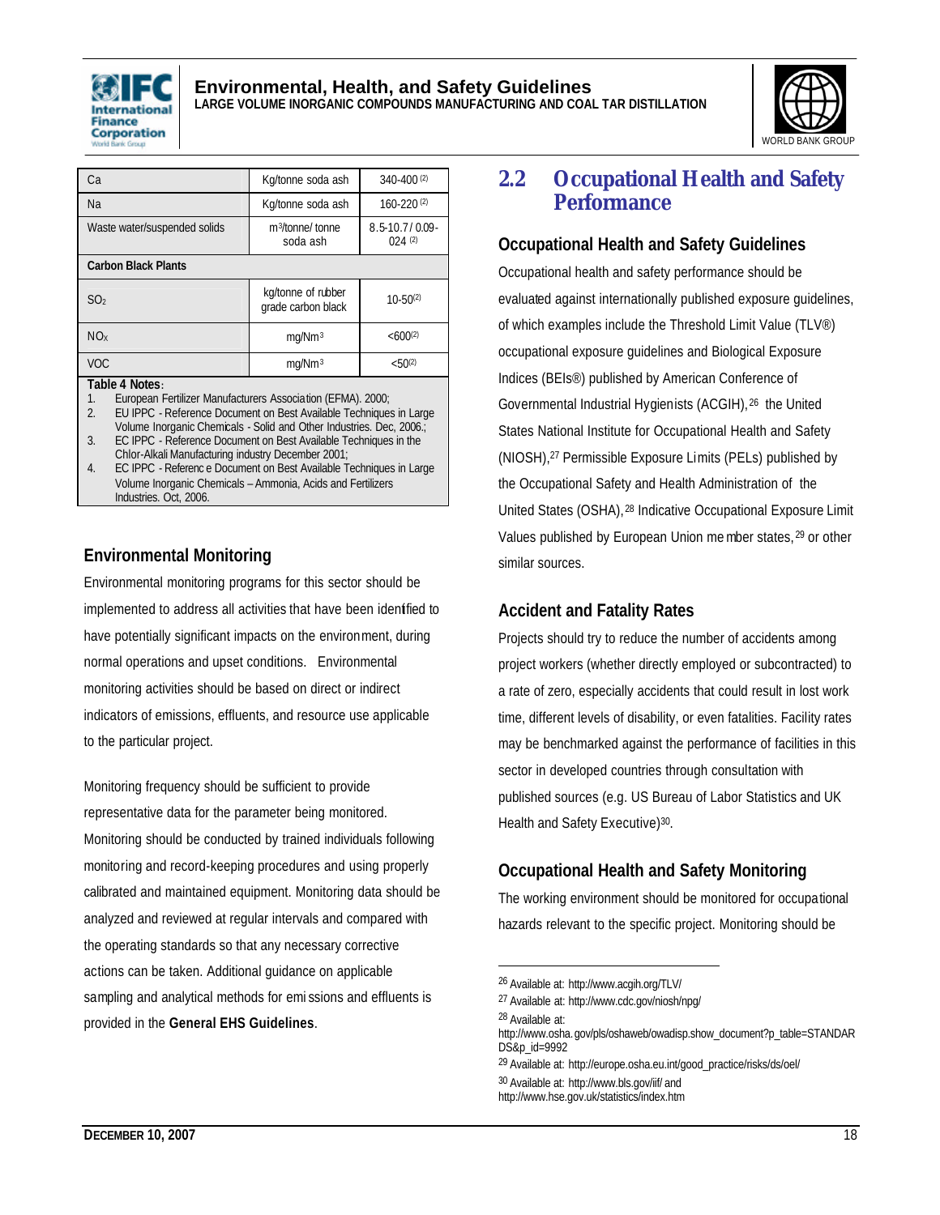| | | |
|---|---|---|
| Ca | Kg/tonne soda ash | 340-400 [2] |
| Na | Kg/tonne soda ash | 160-220 [2] |
| Waste water/suspended solids | $m^3$/tonne/ tonne soda ash | 8.5-10.7 / 0.09-024 [2] |
| **Carbon Black Plants** | | |
| $SO_2$ | kg/tonne of rubber grade carbon black | 10-50[2] |
| $NO_X$ | mg/Nm$^3$ | <600[2] |
| VOC | mg/Nm$^3$ | <50[2] |

**Table 4 Notes**:
1. European Fertilizer Manufacturers Association (EFMA). 2000;
2. EU IPPC - Reference Document on Best Available Techniques in Large Volume Inorganic Chemicals - Solid and Other Industries. Dec, 2006.;
3. EC IPPC - Reference Document on Best Available Techniques in the Chlor-Alkali Manufacturing industry December 2001;
4. EC IPPC - Reference Document on Best Available Techniques in Large Volume Inorganic Chemicals – Ammonia, Acids and Fertilizers Industries. Oct, 2006.

### Environmental Monitoring

Environmental monitoring programs for this sector should be implemented to address all activities that have been identified to have potentially significant impacts on the environment, during normal operations and upset conditions. Environmental monitoring activities should be based on direct or indirect indicators of emissions, effluents, and resource use applicable to the particular project.

Monitoring frequency should be sufficient to provide representative data for the parameter being monitored. Monitoring should be conducted by trained individuals following monitoring and record-keeping procedures and using properly calibrated and maintained equipment. Monitoring data should be analyzed and reviewed at regular intervals and compared with the operating standards so that any necessary corrective actions can be taken. Additional guidance on applicable sampling and analytical methods for emissions and effluents is provided in the **General EHS Guidelines**.

## 2.2 Occupational Health and Safety Performance

### Occupational Health and Safety Guidelines

Occupational health and safety performance should be evaluated against internationally published exposure guidelines, of which examples include the Threshold Limit Value (TLV®) occupational exposure guidelines and Biological Exposure Indices (BEIs®) published by American Conference of Governmental Industrial Hygienists (ACGIH),[26] the United States National Institute for Occupational Health and Safety (NIOSH),[27] Permissible Exposure Limits (PELs) published by the Occupational Safety and Health Administration of the United States (OSHA),[28] Indicative Occupational Exposure Limit Values published by European Union member states,[29] or other similar sources.

### Accident and Fatality Rates

Projects should try to reduce the number of accidents among project workers (whether directly employed or subcontracted) to a rate of zero, especially accidents that could result in lost work time, different levels of disability, or even fatalities. Facility rates may be benchmarked against the performance of facilities in this sector in developed countries through consultation with published sources (e.g. US Bureau of Labor Statistics and UK Health and Safety Executive)[30].

### Occupational Health and Safety Monitoring

The working environment should be monitored for occupational hazards relevant to the specific project. Monitoring should be

---

[26] Available at: http://www.acgih.org/TLV/

[27] Available at: http://www.cdc.gov/niosh/npg/

[28] Available at: http://www.osha.gov/pls/oshaweb/owadisp.show_document?p_table=STANDARDS&p_id=9992

[29] Available at: http://europe.osha.eu.int/good_practice/risks/ds/oel/

[30] Available at: http://www.bls.gov/iif/ and http://www.hse.gov.uk/statistics/index.htm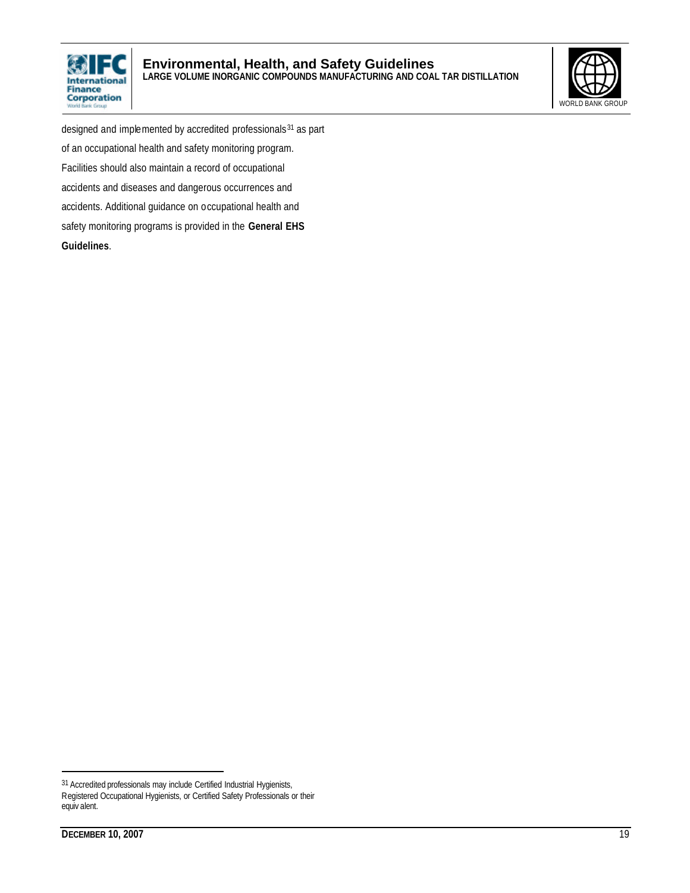designed and implemented by accredited professionals[31] as part of an occupational health and safety monitoring program. Facilities should also maintain a record of occupational accidents and diseases and dangerous occurrences and accidents. Additional guidance on occupational health and safety monitoring programs is provided in the **General EHS Guidelines**.

---

[31] Accredited professionals may include Certified Industrial Hygienists, Registered Occupational Hygienists, or Certified Safety Professionals or their equivalent.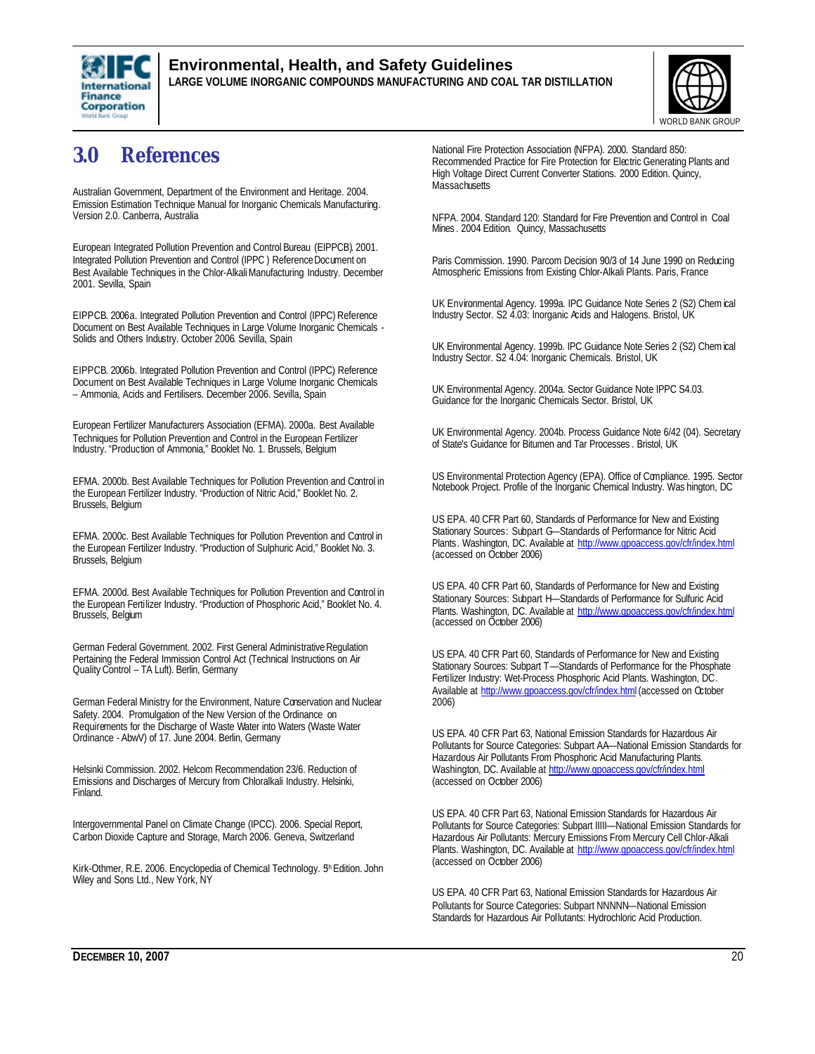# 3.0 References

Australian Government, Department of the Environment and Heritage. 2004. Emission Estimation Technique Manual for Inorganic Chemicals Manufacturing. Version 2.0. Canberra, Australia

European Integrated Pollution Prevention and Control Bureau (EIPPCB). 2001. Integrated Pollution Prevention and Control (IPPC ) Reference Document on Best Available Techniques in the Chlor-Alkali Manufacturing Industry. December 2001. Sevilla, Spain

EIPPCB. 2006a. Integrated Pollution Prevention and Control (IPPC) Reference Document on Best Available Techniques in Large Volume Inorganic Chemicals - Solids and Others Industry. October 2006. Sevilla, Spain

EIPPCB. 2006b. Integrated Pollution Prevention and Control (IPPC) Reference Document on Best Available Techniques in Large Volume Inorganic Chemicals – Ammonia, Acids and Fertilisers. December 2006. Sevilla, Spain

European Fertilizer Manufacturers Association (EFMA). 2000a. Best Available Techniques for Pollution Prevention and Control in the European Fertilizer Industry. "Production of Ammonia," Booklet No. 1. Brussels, Belgium

EFMA. 2000b. Best Available Techniques for Pollution Prevention and Control in the European Fertilizer Industry. "Production of Nitric Acid," Booklet No. 2. Brussels, Belgium

EFMA. 2000c. Best Available Techniques for Pollution Prevention and Control in the European Fertilizer Industry. "Production of Sulphuric Acid," Booklet No. 3. Brussels, Belgium

EFMA. 2000d. Best Available Techniques for Pollution Prevention and Control in the European Fertilizer Industry. "Production of Phosphoric Acid," Booklet No. 4. Brussels, Belgium

German Federal Government. 2002. First General Administrative Regulation Pertaining the Federal Immission Control Act (Technical Instructions on Air Quality Control – TA Luft). Berlin, Germany

German Federal Ministry for the Environment, Nature Conservation and Nuclear Safety. 2004. Promulgation of the New Version of the Ordinance on Requirements for the Discharge of Waste Water into Waters (Waste Water Ordinance - AbwV) of 17. June 2004. Berlin, Germany

Helsinki Commission. 2002. Helcom Recommendation 23/6. Reduction of Emissions and Discharges of Mercury from Chloralkali Industry. Helsinki, Finland.

Intergovernmental Panel on Climate Change (IPCC). 2006. Special Report, Carbon Dioxide Capture and Storage, March 2006. Geneva, Switzerland

Kirk-Othmer, R.E. 2006. Encyclopedia of Chemical Technology. 5th Edition. John Wiley and Sons Ltd., New York, NY

National Fire Protection Association (NFPA). 2000. Standard 850: Recommended Practice for Fire Protection for Electric Generating Plants and High Voltage Direct Current Converter Stations. 2000 Edition. Quincy, Massachusetts

NFPA. 2004. Standard 120: Standard for Fire Prevention and Control in Coal Mines. 2004 Edition. Quincy, Massachusetts

Paris Commission. 1990. Parcom Decision 90/3 of 14 June 1990 on Reducing Atmospheric Emissions from Existing Chlor-Alkali Plants. Paris, France

UK Environmental Agency. 1999a. IPC Guidance Note Series 2 (S2) Chemical Industry Sector. S2 4.03: Inorganic Acids and Halogens. Bristol, UK

UK Environmental Agency. 1999b. IPC Guidance Note Series 2 (S2) Chemical Industry Sector. S2 4.04: Inorganic Chemicals. Bristol, UK

UK Environmental Agency. 2004a. Sector Guidance Note IPPC S4.03. Guidance for the Inorganic Chemicals Sector. Bristol, UK

UK Environmental Agency. 2004b. Process Guidance Note 6/42 (04). Secretary of State's Guidance for Bitumen and Tar Processes. Bristol, UK

US Environmental Protection Agency (EPA). Office of Compliance. 1995. Sector Notebook Project. Profile of the Inorganic Chemical Industry. Washington, DC

US EPA. 40 CFR Part 60, Standards of Performance for New and Existing Stationary Sources: Subpart G—Standards of Performance for Nitric Acid Plants. Washington, DC. Available at http://www.gpoaccess.gov/cfr/index.html (accessed on October 2006)

US EPA. 40 CFR Part 60, Standards of Performance for New and Existing Stationary Sources: Subpart H—Standards of Performance for Sulfuric Acid Plants. Washington, DC. Available at http://www.gpoaccess.gov/cfr/index.html (accessed on October 2006)

US EPA. 40 CFR Part 60, Standards of Performance for New and Existing Stationary Sources: Subpart T—Standards of Performance for the Phosphate Fertilizer Industry: Wet-Process Phosphoric Acid Plants. Washington, DC. Available at http://www.gpoaccess.gov/cfr/index.html (accessed on October 2006)

US EPA. 40 CFR Part 63, National Emission Standards for Hazardous Air Pollutants for Source Categories: Subpart AA—National Emission Standards for Hazardous Air Pollutants From Phosphoric Acid Manufacturing Plants. Washington, DC. Available at http://www.gpoaccess.gov/cfr/index.html (accessed on October 2006)

US EPA. 40 CFR Part 63, National Emission Standards for Hazardous Air Pollutants for Source Categories: Subpart IIIII—National Emission Standards for Hazardous Air Pollutants: Mercury Emissions From Mercury Cell Chlor-Alkali Plants. Washington, DC. Available at http://www.gpoaccess.gov/cfr/index.html (accessed on October 2006)

US EPA. 40 CFR Part 63, National Emission Standards for Hazardous Air Pollutants for Source Categories: Subpart NNNNN—National Emission Standards for Hazardous Air Pollutants: Hydrochloric Acid Production.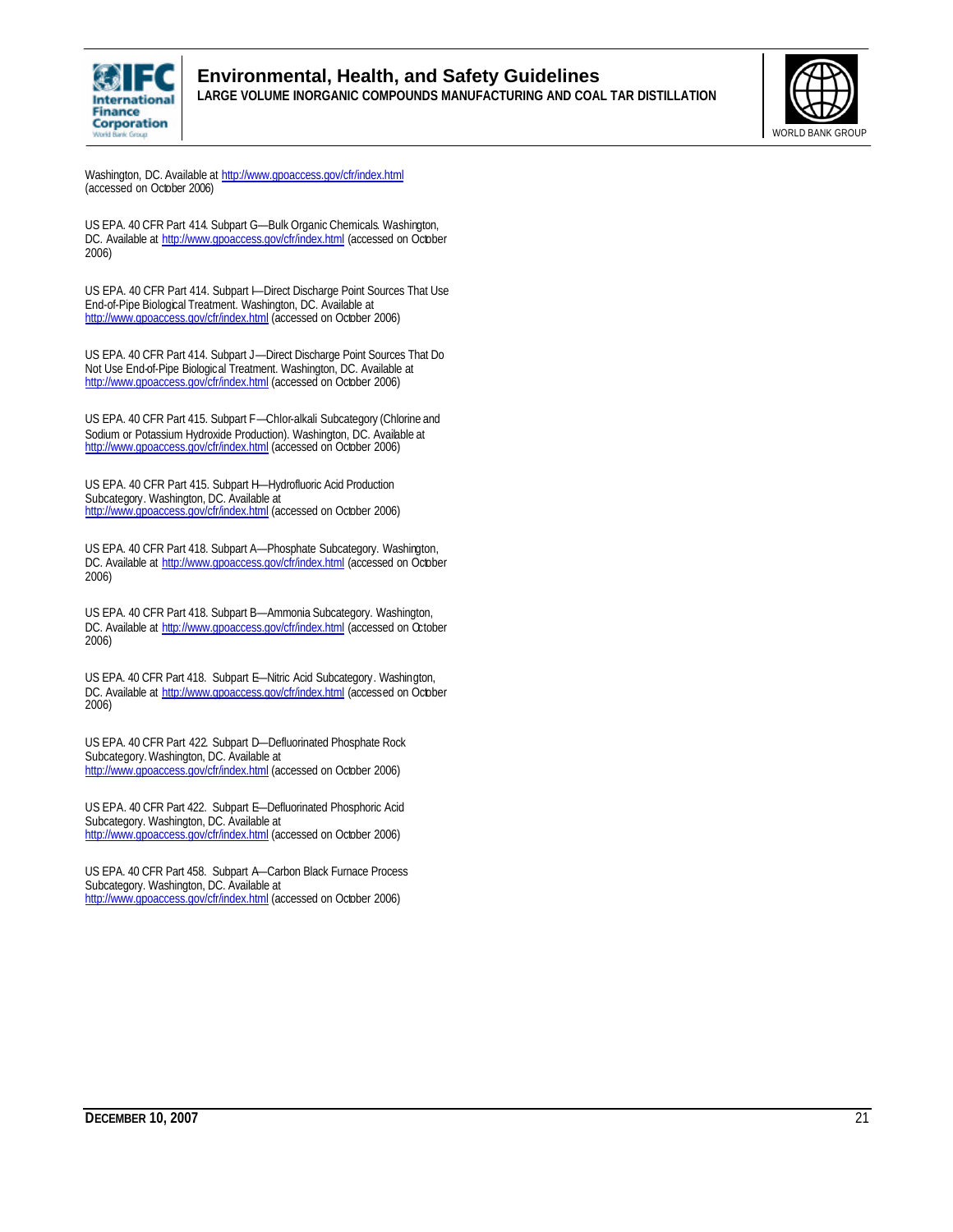Washington, DC. Available at http://www.gpoaccess.gov/cfr/index.html (accessed on October 2006)

US EPA. 40 CFR Part 414. Subpart G—Bulk Organic Chemicals. Washington, DC. Available at http://www.gpoaccess.gov/cfr/index.html (accessed on October 2006)

US EPA. 40 CFR Part 414. Subpart I—Direct Discharge Point Sources That Use End-of-Pipe Biological Treatment. Washington, DC. Available at http://www.gpoaccess.gov/cfr/index.html (accessed on October 2006)

US EPA. 40 CFR Part 414. Subpart J—Direct Discharge Point Sources That Do Not Use End-of-Pipe Biological Treatment. Washington, DC. Available at http://www.gpoaccess.gov/cfr/index.html (accessed on October 2006)

US EPA. 40 CFR Part 415. Subpart F—Chlor-alkali Subcategory (Chlorine and Sodium or Potassium Hydroxide Production). Washington, DC. Available at http://www.gpoaccess.gov/cfr/index.html (accessed on October 2006)

US EPA. 40 CFR Part 415. Subpart H—Hydrofluoric Acid Production Subcategory. Washington, DC. Available at http://www.gpoaccess.gov/cfr/index.html (accessed on October 2006)

US EPA. 40 CFR Part 418. Subpart A—Phosphate Subcategory. Washington, DC. Available at http://www.gpoaccess.gov/cfr/index.html (accessed on October 2006)

US EPA. 40 CFR Part 418. Subpart B—Ammonia Subcategory. Washington, DC. Available at http://www.gpoaccess.gov/cfr/index.html (accessed on October 2006)

US EPA. 40 CFR Part 418. Subpart E—Nitric Acid Subcategory. Washington, DC. Available at http://www.gpoaccess.gov/cfr/index.html (accessed on October 2006)

US EPA. 40 CFR Part 422. Subpart D—Defluorinated Phosphate Rock Subcategory. Washington, DC. Available at http://www.gpoaccess.gov/cfr/index.html (accessed on October 2006)

US EPA. 40 CFR Part 422. Subpart E—Defluorinated Phosphoric Acid Subcategory. Washington, DC. Available at http://www.gpoaccess.gov/cfr/index.html (accessed on October 2006)

US EPA. 40 CFR Part 458. Subpart A—Carbon Black Furnace Process Subcategory. Washington, DC. Available at http://www.gpoaccess.gov/cfr/index.html (accessed on October 2006)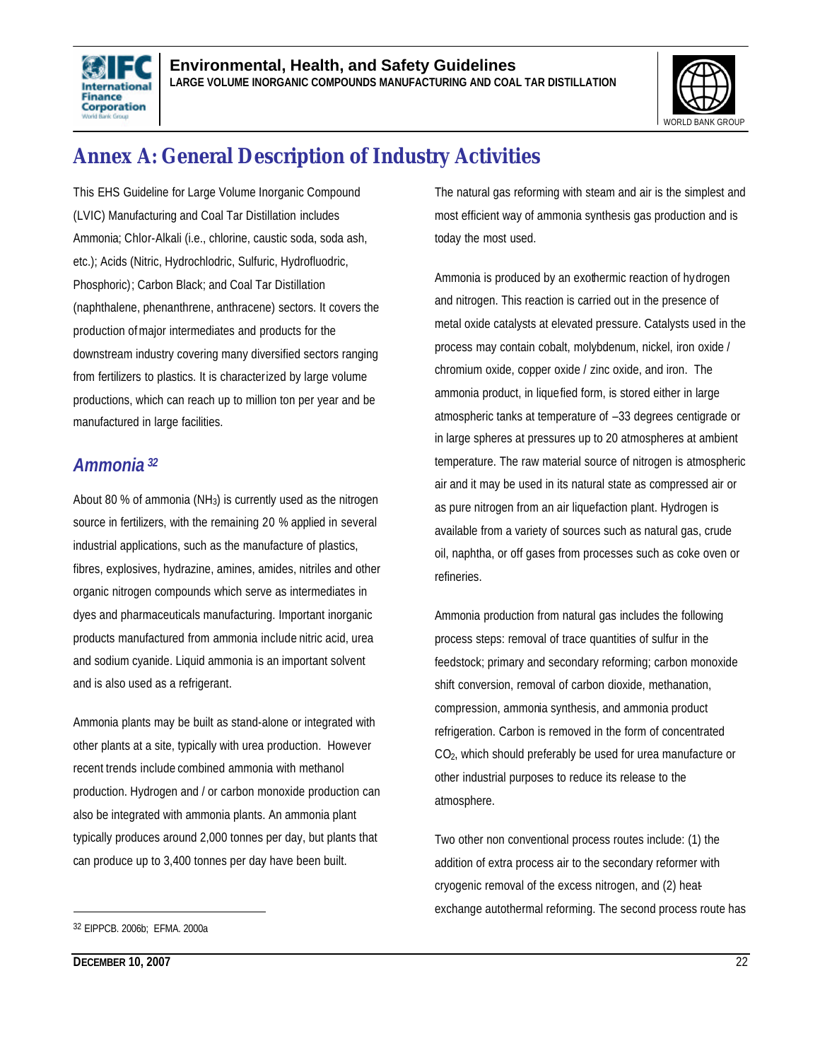# Annex A: General Description of Industry Activities

This EHS Guideline for Large Volume Inorganic Compound (LVIC) Manufacturing and Coal Tar Distillation includes Ammonia; Chlor-Alkali (i.e., chlorine, caustic soda, soda ash, etc.); Acids (Nitric, Hydrochlodric, Sulfuric, Hydrofluodric, Phosphoric); Carbon Black; and Coal Tar Distillation (naphthalene, phenanthrene, anthracene) sectors. It covers the production of major intermediates and products for the downstream industry covering many diversified sectors ranging from fertilizers to plastics. It is characterized by large volume productions, which can reach up to million ton per year and be manufactured in large facilities.

## *Ammonia* [32]

About 80 % of ammonia ($NH_3$) is currently used as the nitrogen source in fertilizers, with the remaining 20 % applied in several industrial applications, such as the manufacture of plastics, fibres, explosives, hydrazine, amines, amides, nitriles and other organic nitrogen compounds which serve as intermediates in dyes and pharmaceuticals manufacturing. Important inorganic products manufactured from ammonia include nitric acid, urea and sodium cyanide. Liquid ammonia is an important solvent and is also used as a refrigerant.

Ammonia plants may be built as stand-alone or integrated with other plants at a site, typically with urea production. However recent trends include combined ammonia with methanol production. Hydrogen and / or carbon monoxide production can also be integrated with ammonia plants. An ammonia plant typically produces around 2,000 tonnes per day, but plants that can produce up to 3,400 tonnes per day have been built.

The natural gas reforming with steam and air is the simplest and most efficient way of ammonia synthesis gas production and is today the most used.

Ammonia is produced by an exothermic reaction of hydrogen and nitrogen. This reaction is carried out in the presence of metal oxide catalysts at elevated pressure. Catalysts used in the process may contain cobalt, molybdenum, nickel, iron oxide / chromium oxide, copper oxide / zinc oxide, and iron. The ammonia product, in liquefied form, is stored either in large atmospheric tanks at temperature of –33 degrees centigrade or in large spheres at pressures up to 20 atmospheres at ambient temperature. The raw material source of nitrogen is atmospheric air and it may be used in its natural state as compressed air or as pure nitrogen from an air liquefaction plant. Hydrogen is available from a variety of sources such as natural gas, crude oil, naphtha, or off gases from processes such as coke oven or refineries.

Ammonia production from natural gas includes the following process steps: removal of trace quantities of sulfur in the feedstock; primary and secondary reforming; carbon monoxide shift conversion, removal of carbon dioxide, methanation, compression, ammonia synthesis, and ammonia product refrigeration. Carbon is removed in the form of concentrated $CO_2$, which should preferably be used for urea manufacture or other industrial purposes to reduce its release to the atmosphere.

Two other non conventional process routes include: (1) the addition of extra process air to the secondary reformer with cryogenic removal of the excess nitrogen, and (2) heat-exchange autothermal reforming. The second process route has

---

[32] EIPPCB. 2006b; EFMA. 2000a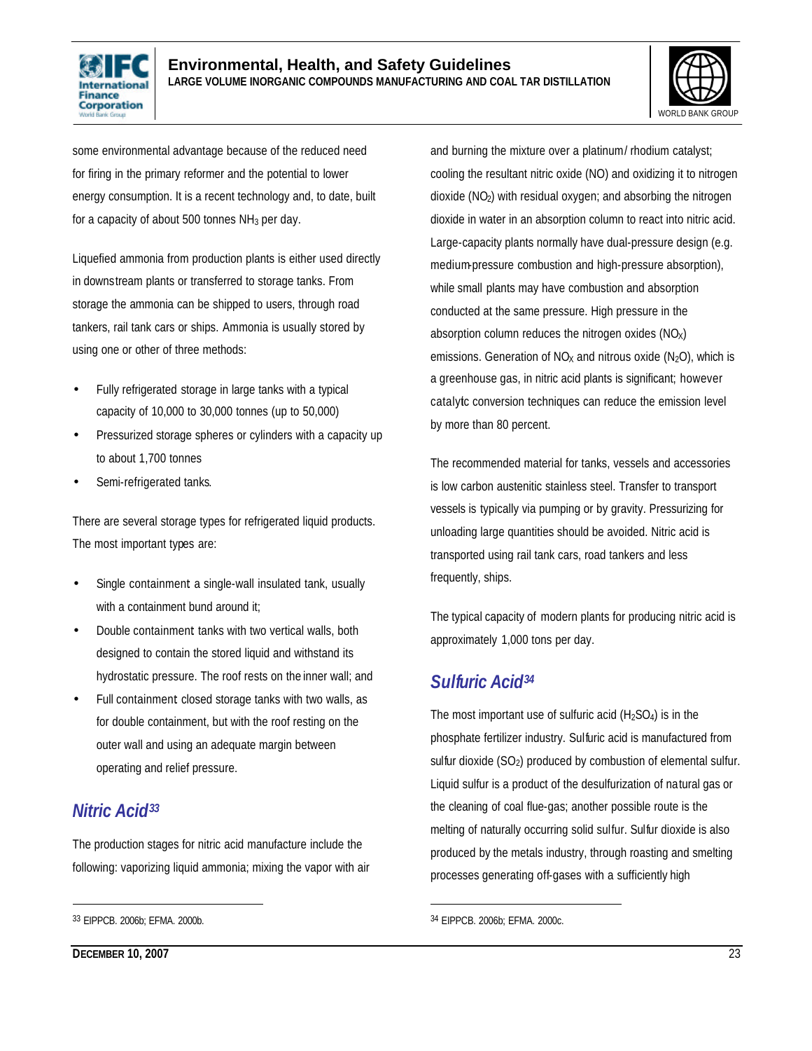some environmental advantage because of the reduced need for firing in the primary reformer and the potential to lower energy consumption. It is a recent technology and, to date, built for a capacity of about 500 tonnes $NH_3$ per day.

Liquefied ammonia from production plants is either used directly in downstream plants or transferred to storage tanks. From storage the ammonia can be shipped to users, through road tankers, rail tank cars or ships. Ammonia is usually stored by using one or other of three methods:

- Fully refrigerated storage in large tanks with a typical capacity of 10,000 to 30,000 tonnes (up to 50,000)
- Pressurized storage spheres or cylinders with a capacity up to about 1,700 tonnes
- Semi-refrigerated tanks.

There are several storage types for refrigerated liquid products. The most important types are:

- Single containment a single-wall insulated tank, usually with a containment bund around it;
- Double containment tanks with two vertical walls, both designed to contain the stored liquid and withstand its hydrostatic pressure. The roof rests on the inner wall; and
- Full containment closed storage tanks with two walls, as for double containment, but with the roof resting on the outer wall and using an adequate margin between operating and relief pressure.

## *Nitric Acid*[33]

The production stages for nitric acid manufacture include the following: vaporizing liquid ammonia; mixing the vapor with air and burning the mixture over a platinum/ rhodium catalyst; cooling the resultant nitric oxide (NO) and oxidizing it to nitrogen dioxide ($NO_2$) with residual oxygen; and absorbing the nitrogen dioxide in water in an absorption column to react into nitric acid. Large-capacity plants normally have dual-pressure design (e.g. medium-pressure combustion and high-pressure absorption), while small plants may have combustion and absorption conducted at the same pressure. High pressure in the absorption column reduces the nitrogen oxides ($NO_X$) emissions. Generation of $NO_X$ and nitrous oxide ($N_2O$), which is a greenhouse gas, in nitric acid plants is significant; however catalytc conversion techniques can reduce the emission level by more than 80 percent.

The recommended material for tanks, vessels and accessories is low carbon austenitic stainless steel. Transfer to transport vessels is typically via pumping or by gravity. Pressurizing for unloading large quantities should be avoided. Nitric acid is transported using rail tank cars, road tankers and less frequently, ships.

The typical capacity of modern plants for producing nitric acid is approximately 1,000 tons per day.

## *Sulfuric Acid*[34]

The most important use of sulfuric acid ($H_2SO_4$) is in the phosphate fertilizer industry. Sulfuric acid is manufactured from sulfur dioxide ($SO_2$) produced by combustion of elemental sulfur. Liquid sulfur is a product of the desulfurization of natural gas or the cleaning of coal flue-gas; another possible route is the melting of naturally occurring solid sulfur. Sulfur dioxide is also produced by the metals industry, through roasting and smelting processes generating off-gases with a sufficiently high

---

[33] EIPPCB. 2006b; EFMA. 2000b.

[34] EIPPCB. 2006b; EFMA. 2000c.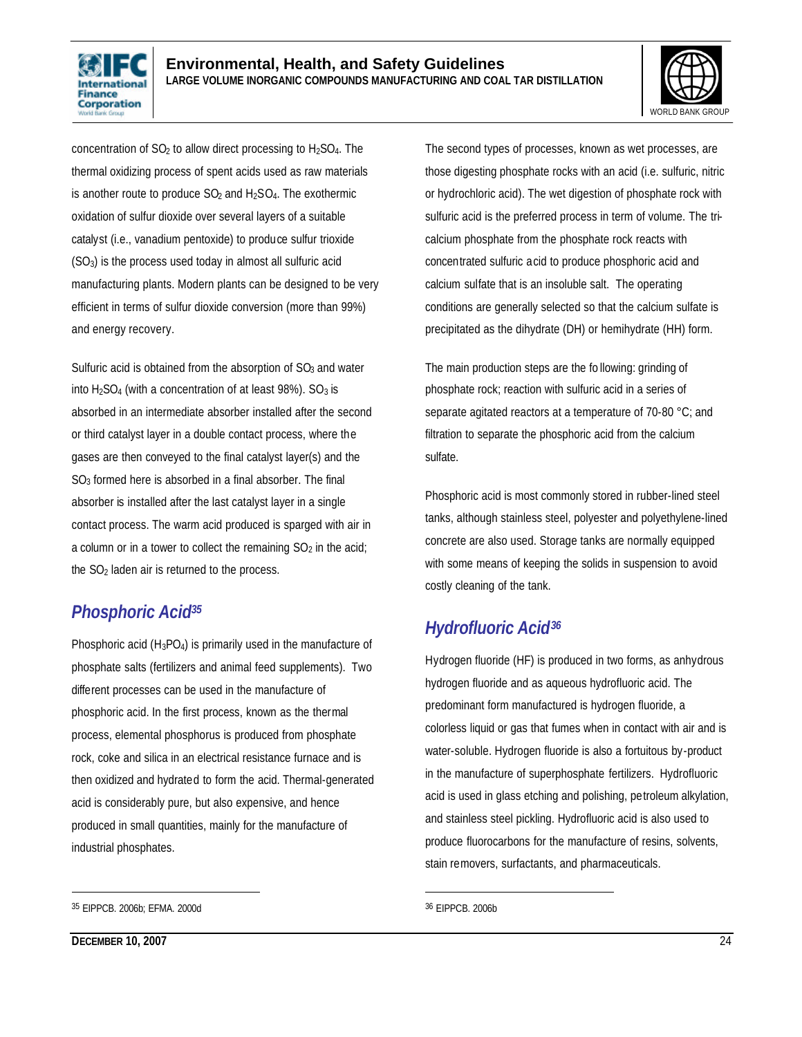concentration of $SO_2$ to allow direct processing to $H_2SO_4$. The thermal oxidizing process of spent acids used as raw materials is another route to produce $SO_2$ and $H_2SO_4$. The exothermic oxidation of sulfur dioxide over several layers of a suitable catalyst (i.e., vanadium pentoxide) to produce sulfur trioxide ($SO_3$) is the process used today in almost all sulfuric acid manufacturing plants. Modern plants can be designed to be very efficient in terms of sulfur dioxide conversion (more than 99%) and energy recovery.

Sulfuric acid is obtained from the absorption of $SO_3$ and water into $H_2SO_4$ (with a concentration of at least 98%). $SO_3$ is absorbed in an intermediate absorber installed after the second or third catalyst layer in a double contact process, where the gases are then conveyed to the final catalyst layer(s) and the $SO_3$ formed here is absorbed in a final absorber. The final absorber is installed after the last catalyst layer in a single contact process. The warm acid produced is sparged with air in a column or in a tower to collect the remaining $SO_2$ in the acid; the $SO_2$ laden air is returned to the process.

## *Phosphoric Acid*[35]

Phosphoric acid ($H_3PO_4$) is primarily used in the manufacture of phosphate salts (fertilizers and animal feed supplements). Two different processes can be used in the manufacture of phosphoric acid. In the first process, known as the thermal process, elemental phosphorus is produced from phosphate rock, coke and silica in an electrical resistance furnace and is then oxidized and hydrated to form the acid. Thermal-generated acid is considerably pure, but also expensive, and hence produced in small quantities, mainly for the manufacture of industrial phosphates.

The second types of processes, known as wet processes, are those digesting phosphate rocks with an acid (i.e. sulfuric, nitric or hydrochloric acid). The wet digestion of phosphate rock with sulfuric acid is the preferred process in term of volume. The tri-calcium phosphate from the phosphate rock reacts with concentrated sulfuric acid to produce phosphoric acid and calcium sulfate that is an insoluble salt. The operating conditions are generally selected so that the calcium sulfate is precipitated as the dihydrate (DH) or hemihydrate (HH) form.

The main production steps are the following: grinding of phosphate rock; reaction with sulfuric acid in a series of separate agitated reactors at a temperature of 70-80 °C; and filtration to separate the phosphoric acid from the calcium sulfate.

Phosphoric acid is most commonly stored in rubber-lined steel tanks, although stainless steel, polyester and polyethylene-lined concrete are also used. Storage tanks are normally equipped with some means of keeping the solids in suspension to avoid costly cleaning of the tank.

## *Hydrofluoric Acid*[36]

Hydrogen fluoride (HF) is produced in two forms, as anhydrous hydrogen fluoride and as aqueous hydrofluoric acid. The predominant form manufactured is hydrogen fluoride, a colorless liquid or gas that fumes when in contact with air and is water-soluble. Hydrogen fluoride is also a fortuitous by-product in the manufacture of superphosphate fertilizers. Hydrofluoric acid is used in glass etching and polishing, petroleum alkylation, and stainless steel pickling. Hydrofluoric acid is also used to produce fluorocarbons for the manufacture of resins, solvents, stain removers, surfactants, and pharmaceuticals.

---

[35] EIPPCB. 2006b; EFMA. 2000d

[36] EIPPCB. 2006b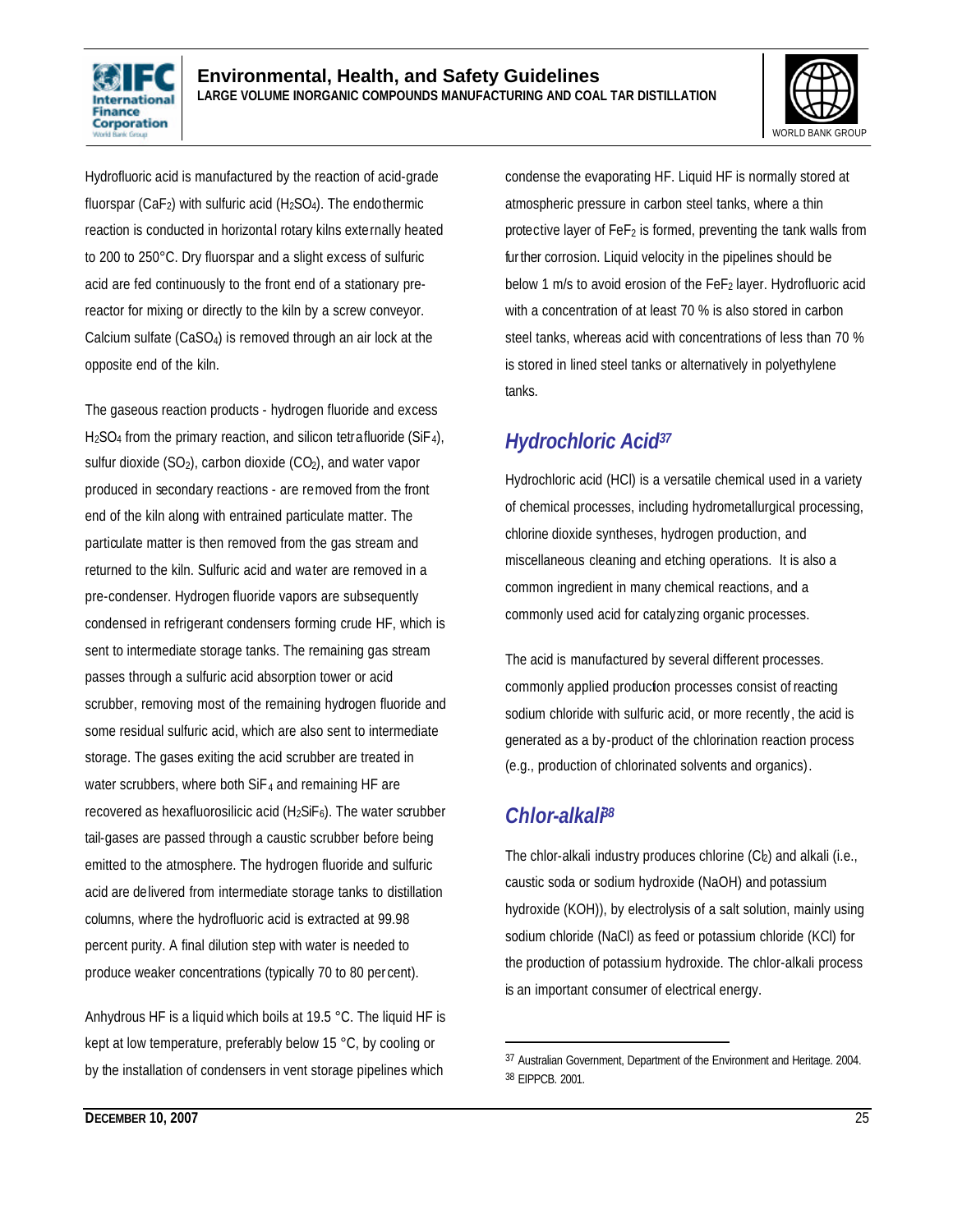Hydrofluoric acid is manufactured by the reaction of acid-grade fluorspar ($CaF_2$) with sulfuric acid ($H_2SO_4$). The endothermic reaction is conducted in horizontal rotary kilns externally heated to 200 to 250°C. Dry fluorspar and a slight excess of sulfuric acid are fed continuously to the front end of a stationary pre-reactor for mixing or directly to the kiln by a screw conveyor. Calcium sulfate ($CaSO_4$) is removed through an air lock at the opposite end of the kiln.

The gaseous reaction products - hydrogen fluoride and excess $H_2SO_4$ from the primary reaction, and silicon tetrafluoride ($SiF_4$), sulfur dioxide ($SO_2$), carbon dioxide ($CO_2$), and water vapor produced in secondary reactions - are removed from the front end of the kiln along with entrained particulate matter. The particulate matter is then removed from the gas stream and returned to the kiln. Sulfuric acid and water are removed in a pre-condenser. Hydrogen fluoride vapors are subsequently condensed in refrigerant condensers forming crude HF, which is sent to intermediate storage tanks. The remaining gas stream passes through a sulfuric acid absorption tower or acid scrubber, removing most of the remaining hydrogen fluoride and some residual sulfuric acid, which are also sent to intermediate storage. The gases exiting the acid scrubber are treated in water scrubbers, where both $SiF_4$ and remaining HF are recovered as hexafluorosilicic acid ($H_2SiF_6$). The water scrubber tail-gases are passed through a caustic scrubber before being emitted to the atmosphere. The hydrogen fluoride and sulfuric acid are delivered from intermediate storage tanks to distillation columns, where the hydrofluoric acid is extracted at 99.98 percent purity. A final dilution step with water is needed to produce weaker concentrations (typically 70 to 80 percent).

Anhydrous HF is a liquid which boils at 19.5 °C. The liquid HF is kept at low temperature, preferably below 15 °C, by cooling or by the installation of condensers in vent storage pipelines which condense the evaporating HF. Liquid HF is normally stored at atmospheric pressure in carbon steel tanks, where a thin protective layer of $FeF_2$ is formed, preventing the tank walls from further corrosion. Liquid velocity in the pipelines should be below 1 m/s to avoid erosion of the $FeF_2$ layer. Hydrofluoric acid with a concentration of at least 70 % is also stored in carbon steel tanks, whereas acid with concentrations of less than 70 % is stored in lined steel tanks or alternatively in polyethylene tanks.

## *Hydrochloric Acid*[37]

Hydrochloric acid (HCl) is a versatile chemical used in a variety of chemical processes, including hydrometallurgical processing, chlorine dioxide syntheses, hydrogen production, and miscellaneous cleaning and etching operations. It is also a common ingredient in many chemical reactions, and a commonly used acid for catalyzing organic processes.

The acid is manufactured by several different processes. commonly applied production processes consist of reacting sodium chloride with sulfuric acid, or more recently, the acid is generated as a by-product of the chlorination reaction process (e.g., production of chlorinated solvents and organics).

## *Chlor-alkali*[38]

The chlor-alkali industry produces chlorine ($Cl_2$) and alkali (i.e., caustic soda or sodium hydroxide (NaOH) and potassium hydroxide (KOH)), by electrolysis of a salt solution, mainly using sodium chloride (NaCl) as feed or potassium chloride (KCl) for the production of potassium hydroxide. The chlor-alkali process is an important consumer of electrical energy.

---

[37] Australian Government, Department of the Environment and Heritage. 2004.
[38] EIPPCB. 2001.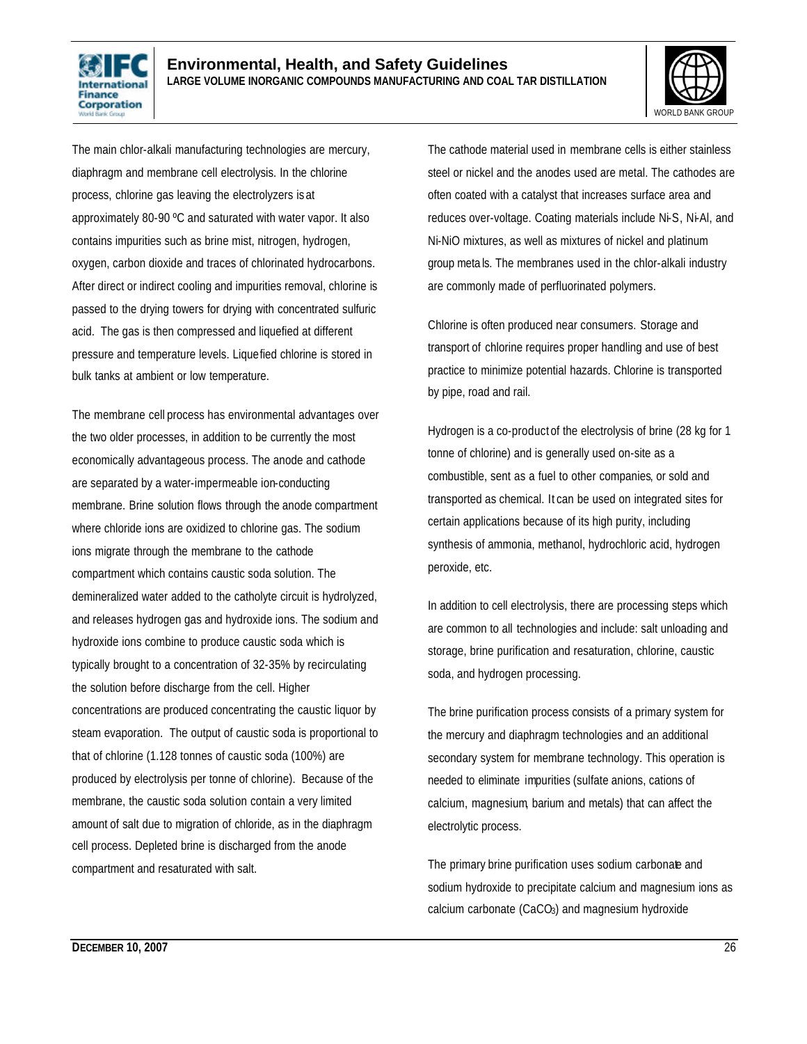The main chlor-alkali manufacturing technologies are mercury, diaphragm and membrane cell electrolysis. In the chlorine process, chlorine gas leaving the electrolyzers is at approximately 80-90 ºC and saturated with water vapor. It also contains impurities such as brine mist, nitrogen, hydrogen, oxygen, carbon dioxide and traces of chlorinated hydrocarbons. After direct or indirect cooling and impurities removal, chlorine is passed to the drying towers for drying with concentrated sulfuric acid. The gas is then compressed and liquefied at different pressure and temperature levels. Liquefied chlorine is stored in bulk tanks at ambient or low temperature.

The membrane cell process has environmental advantages over the two older processes, in addition to be currently the most economically advantageous process. The anode and cathode are separated by a water-impermeable ion-conducting membrane. Brine solution flows through the anode compartment where chloride ions are oxidized to chlorine gas. The sodium ions migrate through the membrane to the cathode compartment which contains caustic soda solution. The demineralized water added to the catholyte circuit is hydrolyzed, and releases hydrogen gas and hydroxide ions. The sodium and hydroxide ions combine to produce caustic soda which is typically brought to a concentration of 32-35% by recirculating the solution before discharge from the cell. Higher concentrations are produced concentrating the caustic liquor by steam evaporation. The output of caustic soda is proportional to that of chlorine (1.128 tonnes of caustic soda (100%) are produced by electrolysis per tonne of chlorine). Because of the membrane, the caustic soda solution contain a very limited amount of salt due to migration of chloride, as in the diaphragm cell process. Depleted brine is discharged from the anode compartment and resaturated with salt.

The cathode material used in membrane cells is either stainless steel or nickel and the anodes used are metal. The cathodes are often coated with a catalyst that increases surface area and reduces over-voltage. Coating materials include Ni-S, Ni-Al, and Ni-NiO mixtures, as well as mixtures of nickel and platinum group metals. The membranes used in the chlor-alkali industry are commonly made of perfluorinated polymers.

Chlorine is often produced near consumers. Storage and transport of chlorine requires proper handling and use of best practice to minimize potential hazards. Chlorine is transported by pipe, road and rail.

Hydrogen is a co-product of the electrolysis of brine (28 kg for 1 tonne of chlorine) and is generally used on-site as a combustible, sent as a fuel to other companies, or sold and transported as chemical. It can be used on integrated sites for certain applications because of its high purity, including synthesis of ammonia, methanol, hydrochloric acid, hydrogen peroxide, etc.

In addition to cell electrolysis, there are processing steps which are common to all technologies and include: salt unloading and storage, brine purification and resaturation, chlorine, caustic soda, and hydrogen processing.

The brine purification process consists of a primary system for the mercury and diaphragm technologies and an additional secondary system for membrane technology. This operation is needed to eliminate impurities (sulfate anions, cations of calcium, magnesium, barium and metals) that can affect the electrolytic process.

The primary brine purification uses sodium carbonate and sodium hydroxide to precipitate calcium and magnesium ions as calcium carbonate ($CaCO_3$) and magnesium hydroxide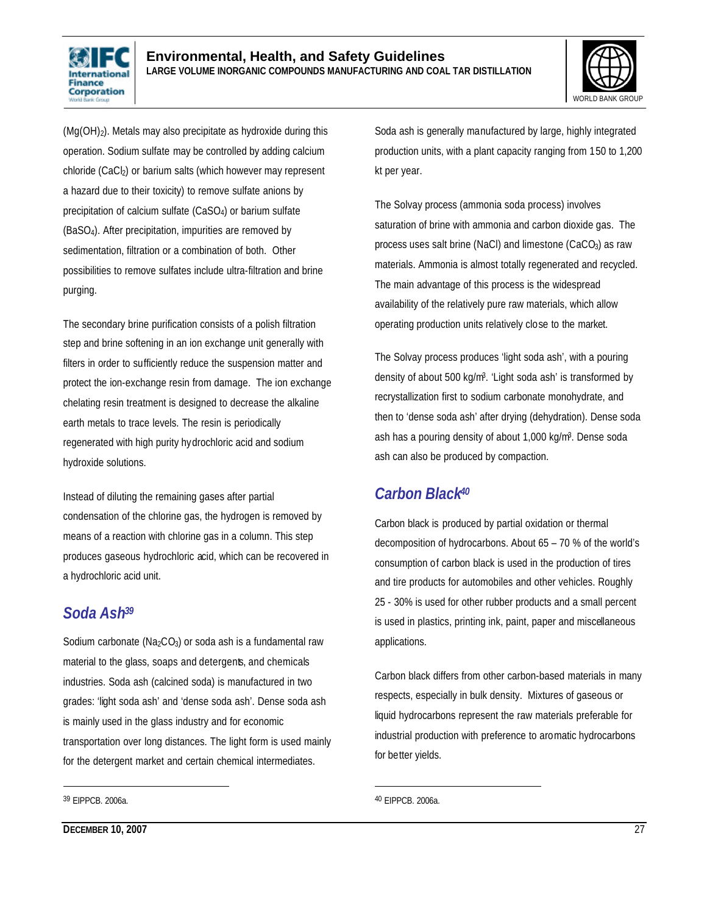($Mg(OH)_2$). Metals may also precipitate as hydroxide during this operation. Sodium sulfate may be controlled by adding calcium chloride ($CaCl_2$) or barium salts (which however may represent a hazard due to their toxicity) to remove sulfate anions by precipitation of calcium sulfate ($CaSO_4$) or barium sulfate ($BaSO_4$). After precipitation, impurities are removed by sedimentation, filtration or a combination of both. Other possibilities to remove sulfates include ultra-filtration and brine purging.

The secondary brine purification consists of a polish filtration step and brine softening in an ion exchange unit generally with filters in order to sufficiently reduce the suspension matter and protect the ion-exchange resin from damage. The ion exchange chelating resin treatment is designed to decrease the alkaline earth metals to trace levels. The resin is periodically regenerated with high purity hydrochloric acid and sodium hydroxide solutions.

Instead of diluting the remaining gases after partial condensation of the chlorine gas, the hydrogen is removed by means of a reaction with chlorine gas in a column. This step produces gaseous hydrochloric acid, which can be recovered in a hydrochloric acid unit.

## Soda Ash[39]

Sodium carbonate ($Na_2CO_3$) or soda ash is a fundamental raw material to the glass, soaps and detergents, and chemicals industries. Soda ash (calcined soda) is manufactured in two grades: 'light soda ash' and 'dense soda ash'. Dense soda ash is mainly used in the glass industry and for economic transportation over long distances. The light form is used mainly for the detergent market and certain chemical intermediates.

Soda ash is generally manufactured by large, highly integrated production units, with a plant capacity ranging from 150 to 1,200 kt per year.

The Solvay process (ammonia soda process) involves saturation of brine with ammonia and carbon dioxide gas. The process uses salt brine (NaCl) and limestone ($CaCO_3$) as raw materials. Ammonia is almost totally regenerated and recycled. The main advantage of this process is the widespread availability of the relatively pure raw materials, which allow operating production units relatively close to the market.

The Solvay process produces 'light soda ash', with a pouring density of about 500 kg/m$^3$. 'Light soda ash' is transformed by recrystallization first to sodium carbonate monohydrate, and then to 'dense soda ash' after drying (dehydration). Dense soda ash has a pouring density of about 1,000 kg/m$^3$. Dense soda ash can also be produced by compaction.

## Carbon Black[40]

Carbon black is produced by partial oxidation or thermal decomposition of hydrocarbons. About 65 – 70 % of the world's consumption of carbon black is used in the production of tires and tire products for automobiles and other vehicles. Roughly 25 - 30% is used for other rubber products and a small percent is used in plastics, printing ink, paint, paper and miscellaneous applications.

Carbon black differs from other carbon-based materials in many respects, especially in bulk density. Mixtures of gaseous or liquid hydrocarbons represent the raw materials preferable for industrial production with preference to aromatic hydrocarbons for better yields.

---

[39] EIPPCB. 2006a.

[40] EIPPCB. 2006a.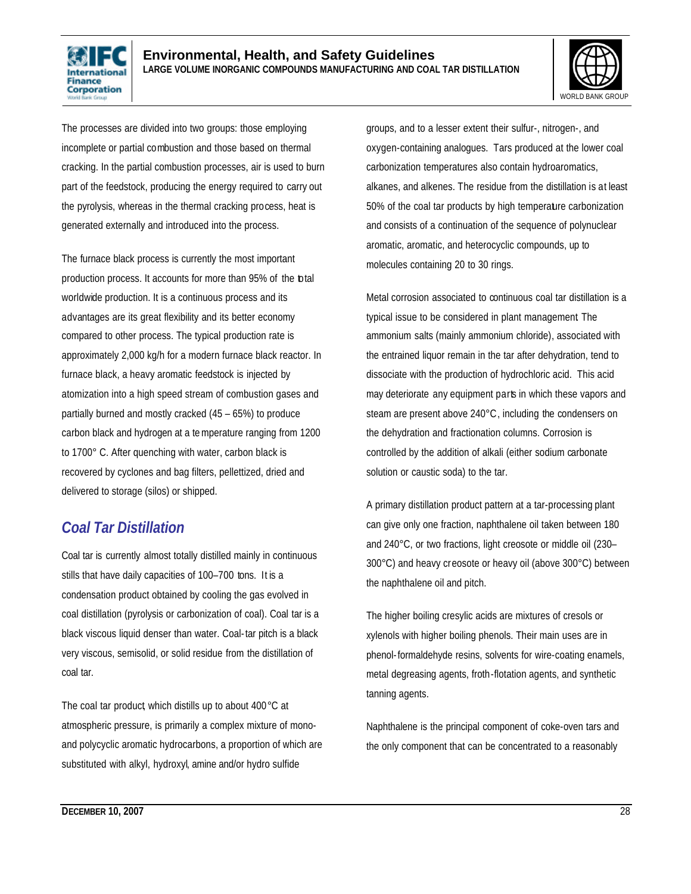The processes are divided into two groups: those employing incomplete or partial combustion and those based on thermal cracking. In the partial combustion processes, air is used to burn part of the feedstock, producing the energy required to carry out the pyrolysis, whereas in the thermal cracking process, heat is generated externally and introduced into the process.

The furnace black process is currently the most important production process. It accounts for more than 95% of the total worldwide production. It is a continuous process and its advantages are its great flexibility and its better economy compared to other process. The typical production rate is approximately 2,000 kg/h for a modern furnace black reactor. In furnace black, a heavy aromatic feedstock is injected by atomization into a high speed stream of combustion gases and partially burned and mostly cracked (45 – 65%) to produce carbon black and hydrogen at a temperature ranging from 1200 to 1700° C. After quenching with water, carbon black is recovered by cyclones and bag filters, pelletized, dried and delivered to storage (silos) or shipped.

## Coal Tar Distillation

Coal tar is currently almost totally distilled mainly in continuous stills that have daily capacities of 100–700 tons. It is a condensation product obtained by cooling the gas evolved in coal distillation (pyrolysis or carbonization of coal). Coal tar is a black viscous liquid denser than water. Coal-tar pitch is a black very viscous, semisolid, or solid residue from the distillation of coal tar.

The coal tar product, which distills up to about 400°C at atmospheric pressure, is primarily a complex mixture of mono- and polycyclic aromatic hydrocarbons, a proportion of which are substituted with alkyl, hydroxyl, amine and/or hydro sulfide groups, and to a lesser extent their sulfur-, nitrogen-, and oxygen-containing analogues. Tars produced at the lower coal carbonization temperatures also contain hydroaromatics, alkanes, and alkenes. The residue from the distillation is at least 50% of the coal tar products by high temperature carbonization and consists of a continuation of the sequence of polynuclear aromatic, aromatic, and heterocyclic compounds, up to molecules containing 20 to 30 rings.

Metal corrosion associated to continuous coal tar distillation is a typical issue to be considered in plant management. The ammonium salts (mainly ammonium chloride), associated with the entrained liquor remain in the tar after dehydration, tend to dissociate with the production of hydrochloric acid. This acid may deteriorate any equipment parts in which these vapors and steam are present above 240°C, including the condensers on the dehydration and fractionation columns. Corrosion is controlled by the addition of alkali (either sodium carbonate solution or caustic soda) to the tar.

A primary distillation product pattern at a tar-processing plant can give only one fraction, naphthalene oil taken between 180 and 240°C, or two fractions, light creosote or middle oil (230–300°C) and heavy creosote or heavy oil (above 300°C) between the naphthalene oil and pitch.

The higher boiling cresylic acids are mixtures of cresols or xylenols with higher boiling phenols. Their main uses are in phenol-formaldehyde resins, solvents for wire-coating enamels, metal degreasing agents, froth-flotation agents, and synthetic tanning agents.

Naphthalene is the principal component of coke-oven tars and the only component that can be concentrated to a reasonably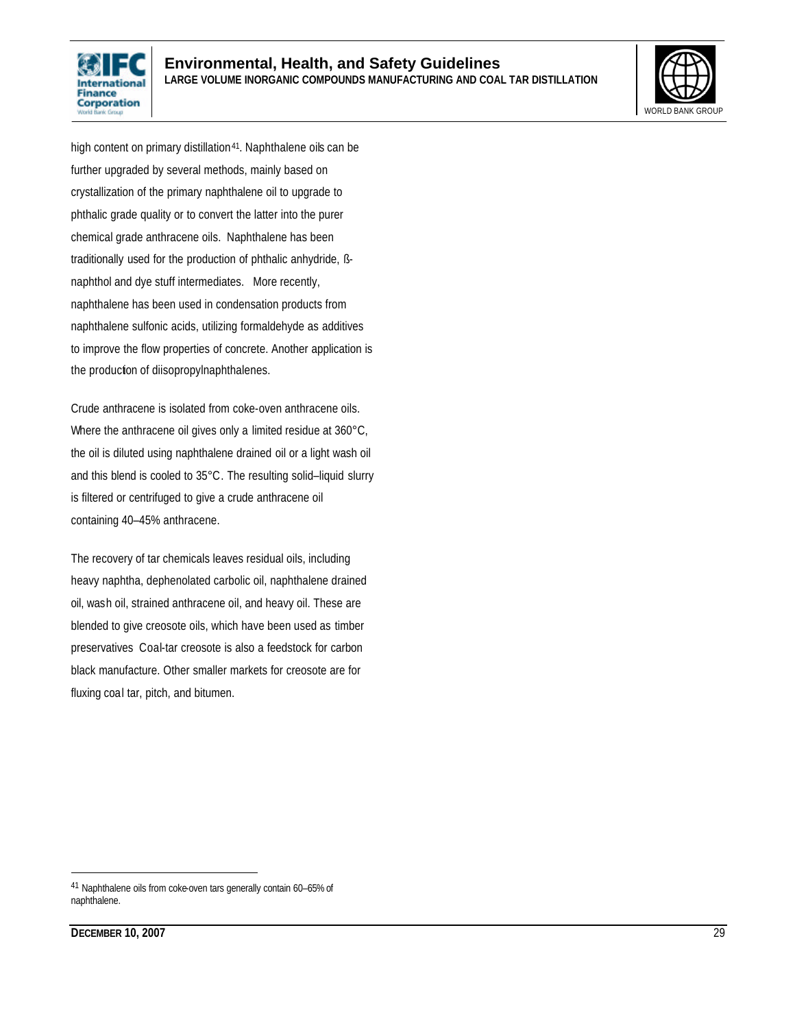high content on primary distillation[41]. Naphthalene oils can be further upgraded by several methods, mainly based on crystallization of the primary naphthalene oil to upgrade to phthalic grade quality or to convert the latter into the purer chemical grade anthracene oils. Naphthalene has been traditionally used for the production of phthalic anhydride, ß-naphthol and dye stuff intermediates. More recently, naphthalene has been used in condensation products from naphthalene sulfonic acids, utilizing formaldehyde as additives to improve the flow properties of concrete. Another application is the production of diisopropylnaphthalenes.

Crude anthracene is isolated from coke-oven anthracene oils. Where the anthracene oil gives only a limited residue at 360°C, the oil is diluted using naphthalene drained oil or a light wash oil and this blend is cooled to 35°C. The resulting solid–liquid slurry is filtered or centrifuged to give a crude anthracene oil containing 40–45% anthracene.

The recovery of tar chemicals leaves residual oils, including heavy naphtha, dephenolated carbolic oil, naphthalene drained oil, wash oil, strained anthracene oil, and heavy oil. These are blended to give creosote oils, which have been used as timber preservatives Coal-tar creosote is also a feedstock for carbon black manufacture. Other smaller markets for creosote are for fluxing coal tar, pitch, and bitumen.

---

[41] Naphthalene oils from coke-oven tars generally contain 60–65% of naphthalene.